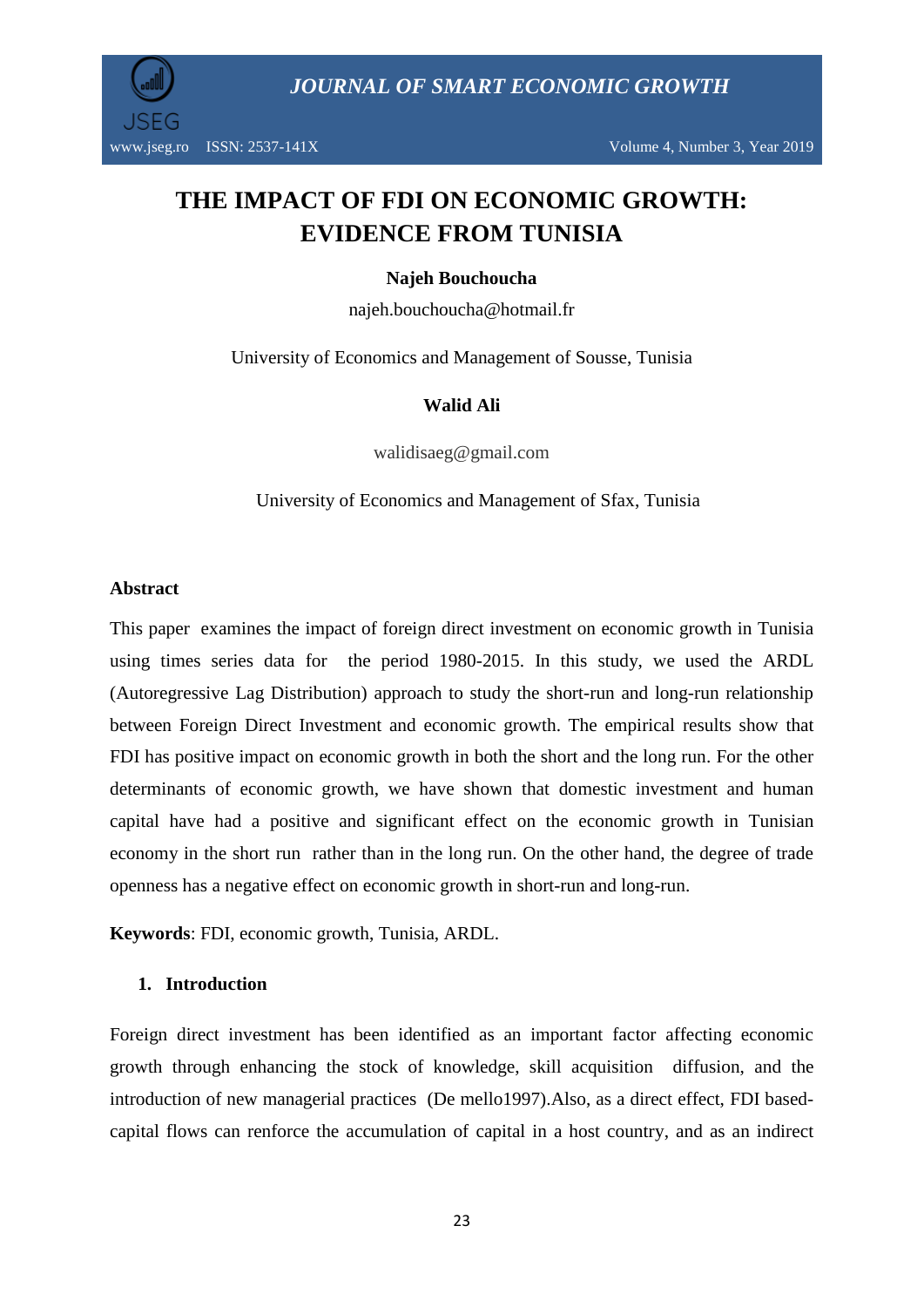# THE IMPACT OF FDI ON ECONOMIC GROWTH: EVIDENCE FROM TUNISIA

**Najeh Bouchoucha**

najeh.bouchoucha@hotmail.fr

University of Economics and Management of Sousse, Tunisia

**Walid Ali**

walidisaeg@gmail.com

University of Economics and Management of Sfax, Tunisia

**Abstract**

This paper examines the impact of foreign direct investment on economic growth in Tunisia using times series data for the period 1980-2015. In this study, we used the ARDL (Autoregressive Lag Distribution) approach to study the short-run and long-run relationship between Foreign Direct Investment and economic growth. The empirical results show that FDI has positive impact on economic growth in both the short and the long run. For the other determinants of economic growth, we have shown that domestic investment and human capital have had a positive and significant effect on the economic growth in Tunisian economy in the short run rather than in the long run. On the other hand, the degree of trade openness has a negative effect on economic growth in short-run and long-run.

**Keywords**: FDI, economic growth, Tunisia, ARDL.

## 1. Introduction

Foreign direct investment has been identified as an important factor affecting economic growth through enhancing the stock of knowledge, skill acquisition diffusion, and the introduction of new managerial practices (De mello1997).Also, as a direct effect, FDI based-capital flows can renforce the accumulation of capital in a host country, and as an indirect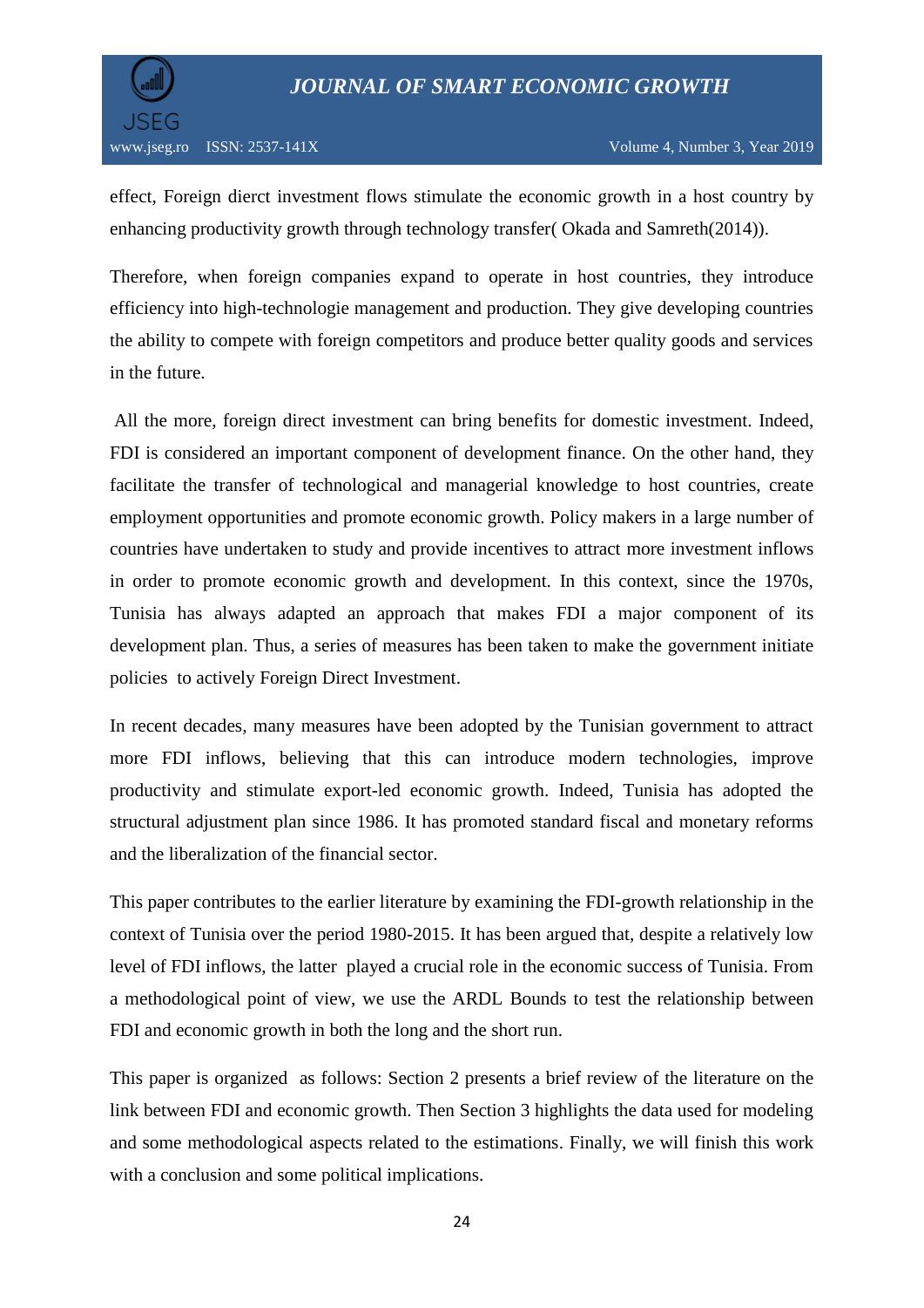effect, Foreign dierct investment flows stimulate the economic growth in a host country by enhancing productivity growth through technology transfer( Okada and Samreth(2014)).

Therefore, when foreign companies expand to operate in host countries, they introduce efficiency into high-technologie management and production. They give developing countries the ability to compete with foreign competitors and produce better quality goods and services in the future.

All the more, foreign direct investment can bring benefits for domestic investment. Indeed, FDI is considered an important component of development finance. On the other hand, they facilitate the transfer of technological and managerial knowledge to host countries, create employment opportunities and promote economic growth. Policy makers in a large number of countries have undertaken to study and provide incentives to attract more investment inflows in order to promote economic growth and development. In this context, since the 1970s, Tunisia has always adapted an approach that makes FDI a major component of its development plan. Thus, a series of measures has been taken to make the government initiate policies to actively Foreign Direct Investment.

In recent decades, many measures have been adopted by the Tunisian government to attract more FDI inflows, believing that this can introduce modern technologies, improve productivity and stimulate export-led economic growth. Indeed, Tunisia has adopted the structural adjustment plan since 1986. It has promoted standard fiscal and monetary reforms and the liberalization of the financial sector.

This paper contributes to the earlier literature by examining the FDI-growth relationship in the context of Tunisia over the period 1980-2015. It has been argued that, despite a relatively low level of FDI inflows, the latter played a crucial role in the economic success of Tunisia. From a methodological point of view, we use the ARDL Bounds to test the relationship between FDI and economic growth in both the long and the short run.

This paper is organized as follows: Section 2 presents a brief review of the literature on the link between FDI and economic growth. Then Section 3 highlights the data used for modeling and some methodological aspects related to the estimations. Finally, we will finish this work with a conclusion and some political implications.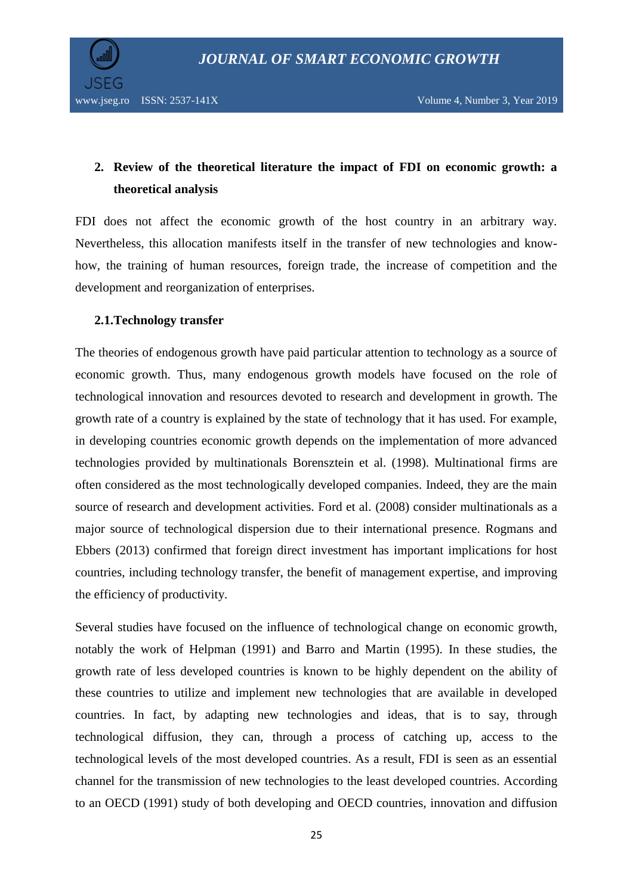## 2. Review of the theoretical literature the impact of FDI on economic growth: a theoretical analysis

FDI does not affect the economic growth of the host country in an arbitrary way. Nevertheless, this allocation manifests itself in the transfer of new technologies and know-how, the training of human resources, foreign trade, the increase of competition and the development and reorganization of enterprises.

### 2.1.Technology transfer

The theories of endogenous growth have paid particular attention to technology as a source of economic growth. Thus, many endogenous growth models have focused on the role of technological innovation and resources devoted to research and development in growth. The growth rate of a country is explained by the state of technology that it has used. For example, in developing countries economic growth depends on the implementation of more advanced technologies provided by multinationals Borensztein et al. (1998). Multinational firms are often considered as the most technologically developed companies. Indeed, they are the main source of research and development activities. Ford et al. (2008) consider multinationals as a major source of technological dispersion due to their international presence. Rogmans and Ebbers (2013) confirmed that foreign direct investment has important implications for host countries, including technology transfer, the benefit of management expertise, and improving the efficiency of productivity.

Several studies have focused on the influence of technological change on economic growth, notably the work of Helpman (1991) and Barro and Martin (1995). In these studies, the growth rate of less developed countries is known to be highly dependent on the ability of these countries to utilize and implement new technologies that are available in developed countries. In fact, by adapting new technologies and ideas, that is to say, through technological diffusion, they can, through a process of catching up, access to the technological levels of the most developed countries. As a result, FDI is seen as an essential channel for the transmission of new technologies to the least developed countries. According to an OECD (1991) study of both developing and OECD countries, innovation and diffusion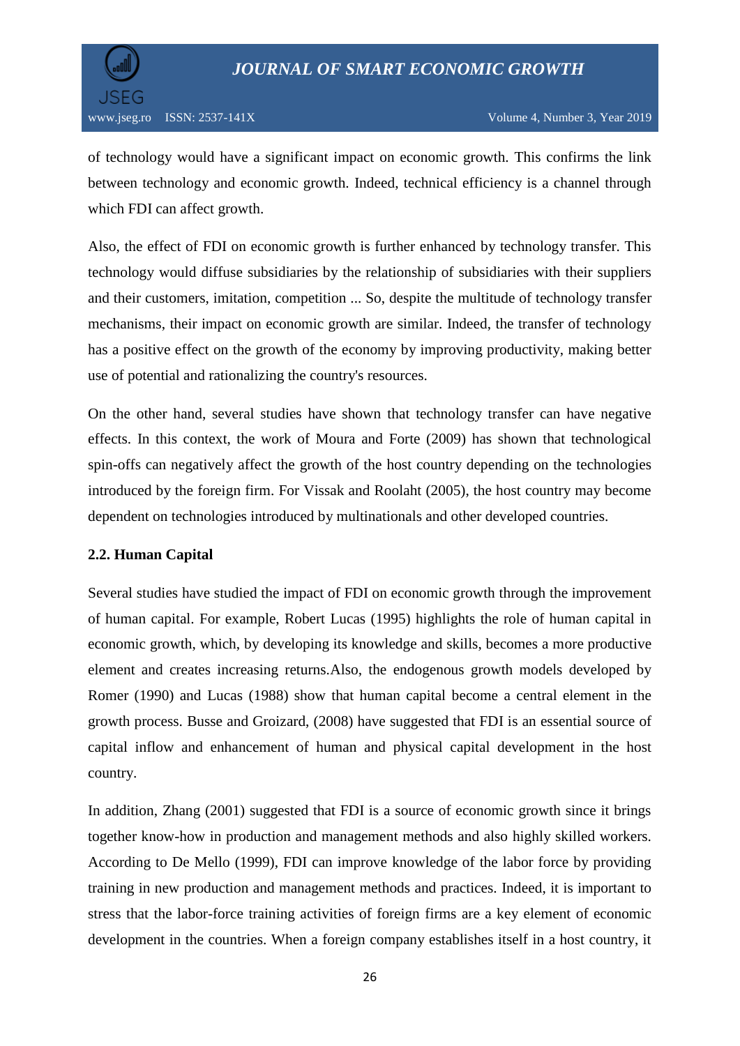of technology would have a significant impact on economic growth. This confirms the link between technology and economic growth. Indeed, technical efficiency is a channel through which FDI can affect growth.

Also, the effect of FDI on economic growth is further enhanced by technology transfer. This technology would diffuse subsidiaries by the relationship of subsidiaries with their suppliers and their customers, imitation, competition ... So, despite the multitude of technology transfer mechanisms, their impact on economic growth are similar. Indeed, the transfer of technology has a positive effect on the growth of the economy by improving productivity, making better use of potential and rationalizing the country's resources.

On the other hand, several studies have shown that technology transfer can have negative effects. In this context, the work of Moura and Forte (2009) has shown that technological spin-offs can negatively affect the growth of the host country depending on the technologies introduced by the foreign firm. For Vissak and Roolaht (2005), the host country may become dependent on technologies introduced by multinationals and other developed countries.

### 2.2. Human Capital

Several studies have studied the impact of FDI on economic growth through the improvement of human capital. For example, Robert Lucas (1995) highlights the role of human capital in economic growth, which, by developing its knowledge and skills, becomes a more productive element and creates increasing returns.Also, the endogenous growth models developed by Romer (1990) and Lucas (1988) show that human capital become a central element in the growth process. Busse and Groizard, (2008) have suggested that FDI is an essential source of capital inflow and enhancement of human and physical capital development in the host country.

In addition, Zhang (2001) suggested that FDI is a source of economic growth since it brings together know-how in production and management methods and also highly skilled workers. According to De Mello (1999), FDI can improve knowledge of the labor force by providing training in new production and management methods and practices. Indeed, it is important to stress that the labor-force training activities of foreign firms are a key element of economic development in the countries. When a foreign company establishes itself in a host country, it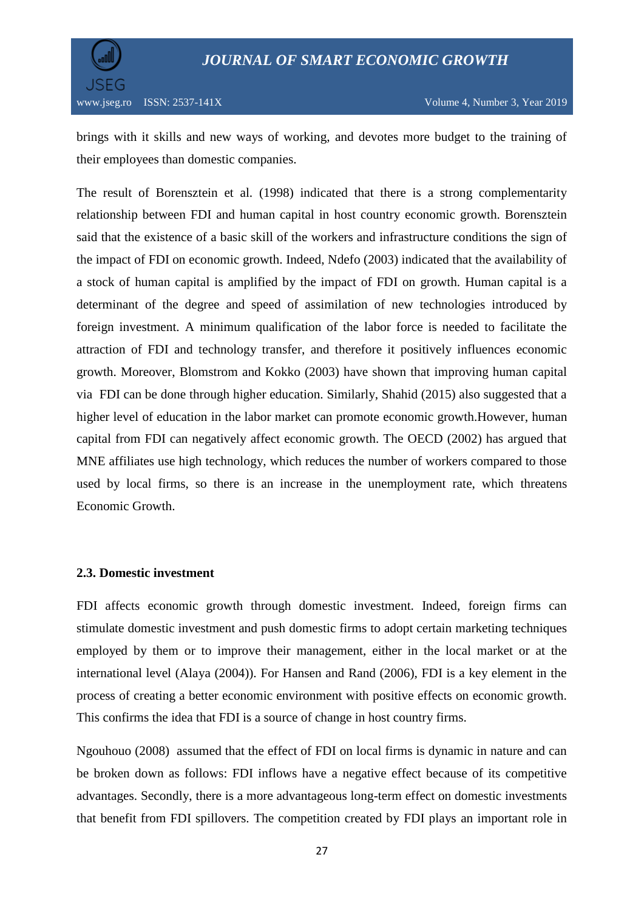brings with it skills and new ways of working, and devotes more budget to the training of their employees than domestic companies.

The result of Borensztein et al. (1998) indicated that there is a strong complementarity relationship between FDI and human capital in host country economic growth. Borensztein said that the existence of a basic skill of the workers and infrastructure conditions the sign of the impact of FDI on economic growth. Indeed, Ndefo (2003) indicated that the availability of a stock of human capital is amplified by the impact of FDI on growth. Human capital is a determinant of the degree and speed of assimilation of new technologies introduced by foreign investment. A minimum qualification of the labor force is needed to facilitate the attraction of FDI and technology transfer, and therefore it positively influences economic growth. Moreover, Blomstrom and Kokko (2003) have shown that improving human capital via FDI can be done through higher education. Similarly, Shahid (2015) also suggested that a higher level of education in the labor market can promote economic growth.However, human capital from FDI can negatively affect economic growth. The OECD (2002) has argued that MNE affiliates use high technology, which reduces the number of workers compared to those used by local firms, so there is an increase in the unemployment rate, which threatens Economic Growth.

### 2.3. Domestic investment

FDI affects economic growth through domestic investment. Indeed, foreign firms can stimulate domestic investment and push domestic firms to adopt certain marketing techniques employed by them or to improve their management, either in the local market or at the international level (Alaya (2004)). For Hansen and Rand (2006), FDI is a key element in the process of creating a better economic environment with positive effects on economic growth. This confirms the idea that FDI is a source of change in host country firms.

Ngouhouo (2008) assumed that the effect of FDI on local firms is dynamic in nature and can be broken down as follows: FDI inflows have a negative effect because of its competitive advantages. Secondly, there is a more advantageous long-term effect on domestic investments that benefit from FDI spillovers. The competition created by FDI plays an important role in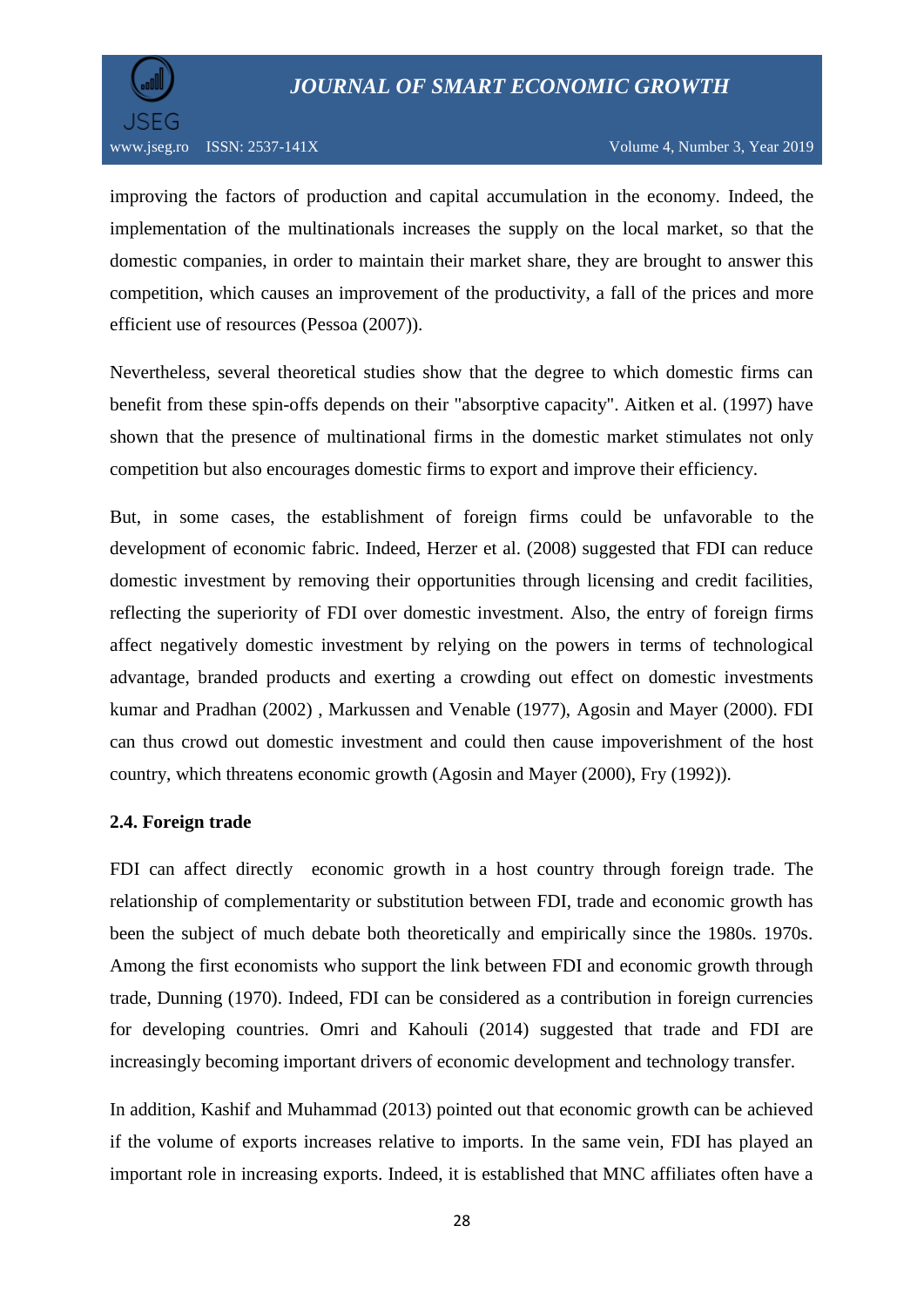improving the factors of production and capital accumulation in the economy. Indeed, the implementation of the multinationals increases the supply on the local market, so that the domestic companies, in order to maintain their market share, they are brought to answer this competition, which causes an improvement of the productivity, a fall of the prices and more efficient use of resources (Pessoa (2007)).

Nevertheless, several theoretical studies show that the degree to which domestic firms can benefit from these spin-offs depends on their "absorptive capacity". Aitken et al. (1997) have shown that the presence of multinational firms in the domestic market stimulates not only competition but also encourages domestic firms to export and improve their efficiency.

But, in some cases, the establishment of foreign firms could be unfavorable to the development of economic fabric. Indeed, Herzer et al. (2008) suggested that FDI can reduce domestic investment by removing their opportunities through licensing and credit facilities, reflecting the superiority of FDI over domestic investment. Also, the entry of foreign firms affect negatively domestic investment by relying on the powers in terms of technological advantage, branded products and exerting a crowding out effect on domestic investments kumar and Pradhan (2002) , Markussen and Venable (1977), Agosin and Mayer (2000). FDI can thus crowd out domestic investment and could then cause impoverishment of the host country, which threatens economic growth (Agosin and Mayer (2000), Fry (1992)).

### 2.4. Foreign trade

FDI can affect directly economic growth in a host country through foreign trade. The relationship of complementarity or substitution between FDI, trade and economic growth has been the subject of much debate both theoretically and empirically since the 1980s. 1970s. Among the first economists who support the link between FDI and economic growth through trade, Dunning (1970). Indeed, FDI can be considered as a contribution in foreign currencies for developing countries. Omri and Kahouli (2014) suggested that trade and FDI are increasingly becoming important drivers of economic development and technology transfer.

In addition, Kashif and Muhammad (2013) pointed out that economic growth can be achieved if the volume of exports increases relative to imports. In the same vein, FDI has played an important role in increasing exports. Indeed, it is established that MNC affiliates often have a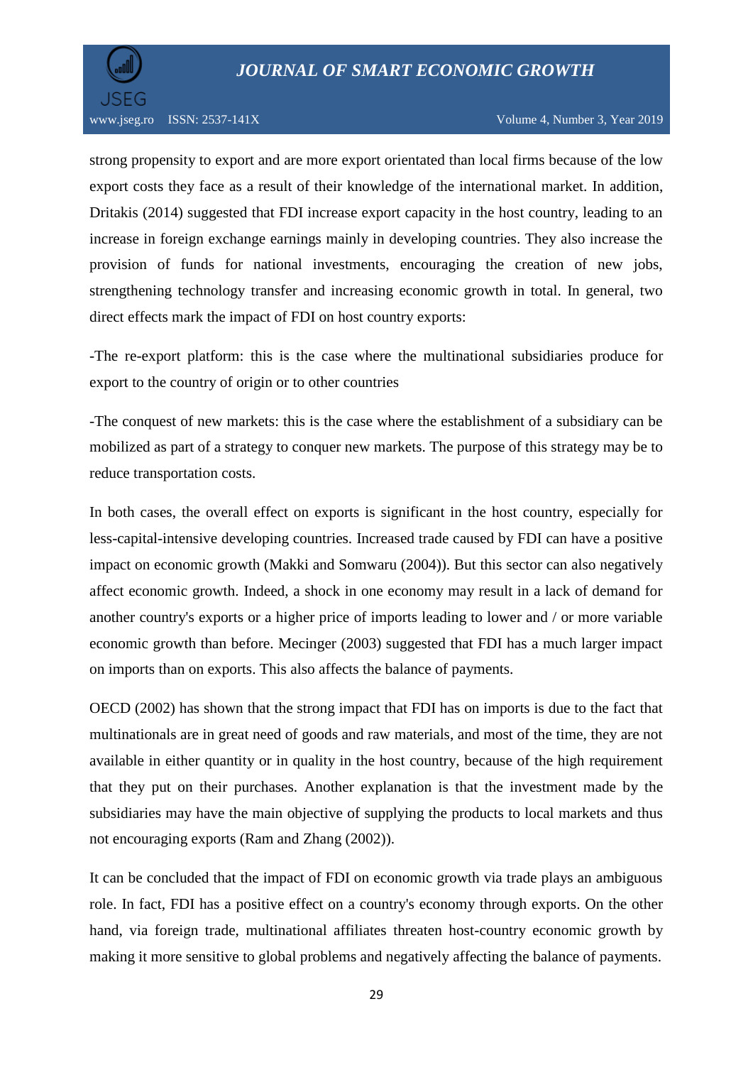strong propensity to export and are more export orientated than local firms because of the low export costs they face as a result of their knowledge of the international market. In addition, Dritakis (2014) suggested that FDI increase export capacity in the host country, leading to an increase in foreign exchange earnings mainly in developing countries. They also increase the provision of funds for national investments, encouraging the creation of new jobs, strengthening technology transfer and increasing economic growth in total. In general, two direct effects mark the impact of FDI on host country exports:

-The re-export platform: this is the case where the multinational subsidiaries produce for export to the country of origin or to other countries

-The conquest of new markets: this is the case where the establishment of a subsidiary can be mobilized as part of a strategy to conquer new markets. The purpose of this strategy may be to reduce transportation costs.

In both cases, the overall effect on exports is significant in the host country, especially for less-capital-intensive developing countries. Increased trade caused by FDI can have a positive impact on economic growth (Makki and Somwaru (2004)). But this sector can also negatively affect economic growth. Indeed, a shock in one economy may result in a lack of demand for another country's exports or a higher price of imports leading to lower and / or more variable economic growth than before. Mecinger (2003) suggested that FDI has a much larger impact on imports than on exports. This also affects the balance of payments.

OECD (2002) has shown that the strong impact that FDI has on imports is due to the fact that multinationals are in great need of goods and raw materials, and most of the time, they are not available in either quantity or in quality in the host country, because of the high requirement that they put on their purchases. Another explanation is that the investment made by the subsidiaries may have the main objective of supplying the products to local markets and thus not encouraging exports (Ram and Zhang (2002)).

It can be concluded that the impact of FDI on economic growth via trade plays an ambiguous role. In fact, FDI has a positive effect on a country's economy through exports. On the other hand, via foreign trade, multinational affiliates threaten host-country economic growth by making it more sensitive to global problems and negatively affecting the balance of payments.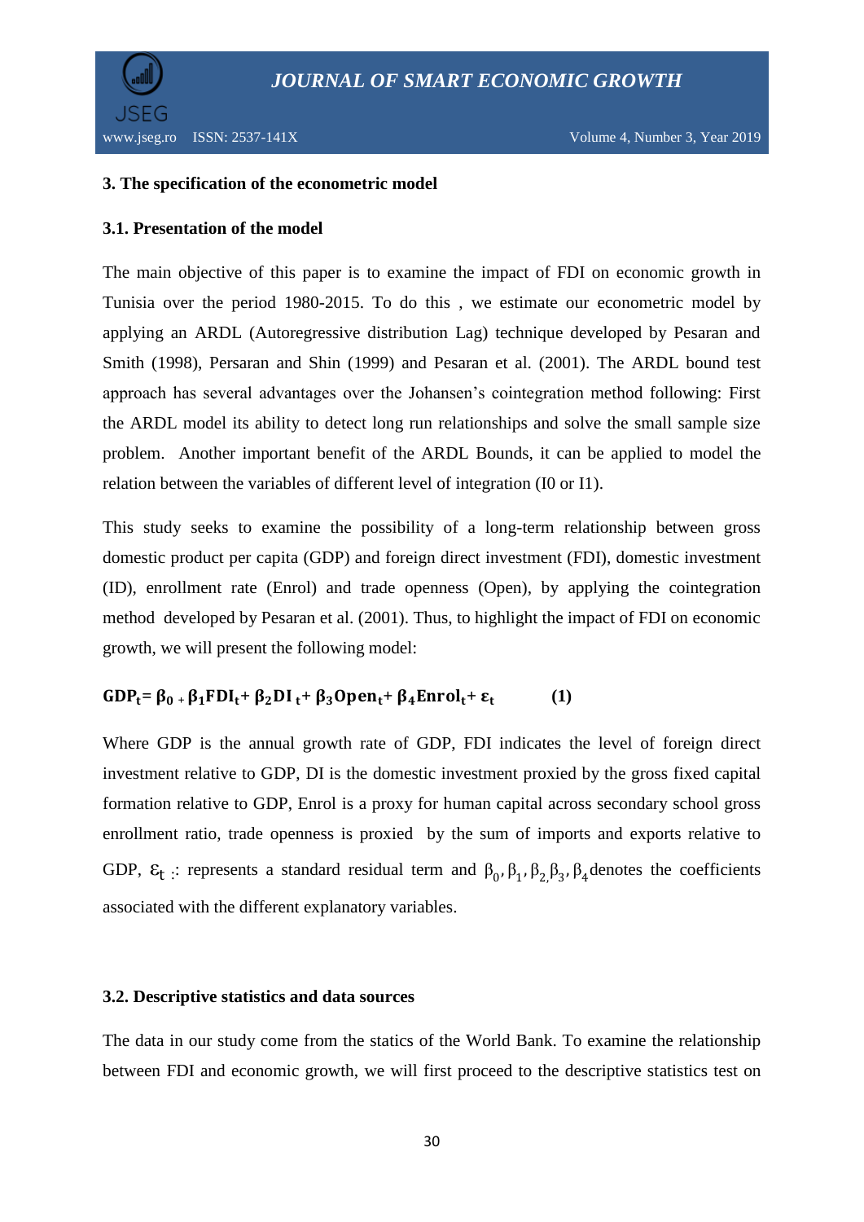## 3. The specification of the econometric model

### 3.1. Presentation of the model

The main objective of this paper is to examine the impact of FDI on economic growth in Tunisia over the period 1980-2015. To do this , we estimate our econometric model by applying an ARDL (Autoregressive distribution Lag) technique developed by Pesaran and Smith (1998), Persaran and Shin (1999) and Pesaran et al. (2001). The ARDL bound test approach has several advantages over the Johansen's cointegration method following: First the ARDL model its ability to detect long run relationships and solve the small sample size problem. Another important benefit of the ARDL Bounds, it can be applied to model the relation between the variables of different level of integration (I0 or I1).

This study seeks to examine the possibility of a long-term relationship between gross domestic product per capita (GDP) and foreign direct investment (FDI), domestic investment (ID), enrollment rate (Enrol) and trade openness (Open), by applying the cointegration method developed by Pesaran et al. (2001). Thus, to highlight the impact of FDI on economic growth, we will present the following model:

$$\mathbf{GDP_t = \beta_0 + \beta_1 FDI_t + \beta_2 DI_t + \beta_3 Open_t + \beta_4 Enrol_t + \varepsilon_t} \qquad \textbf{(1)}$$

Where GDP is the annual growth rate of GDP, FDI indicates the level of foreign direct investment relative to GDP, DI is the domestic investment proxied by the gross fixed capital formation relative to GDP, Enrol is a proxy for human capital across secondary school gross enrollment ratio, trade openness is proxied by the sum of imports and exports relative to GDP, $\varepsilon_t$ :: represents a standard residual term and $\beta_0, \beta_1, \beta_2, \beta_3, \beta_4$ denotes the coefficients associated with the different explanatory variables.

### 3.2. Descriptive statistics and data sources

The data in our study come from the statics of the World Bank. To examine the relationship between FDI and economic growth, we will first proceed to the descriptive statistics test on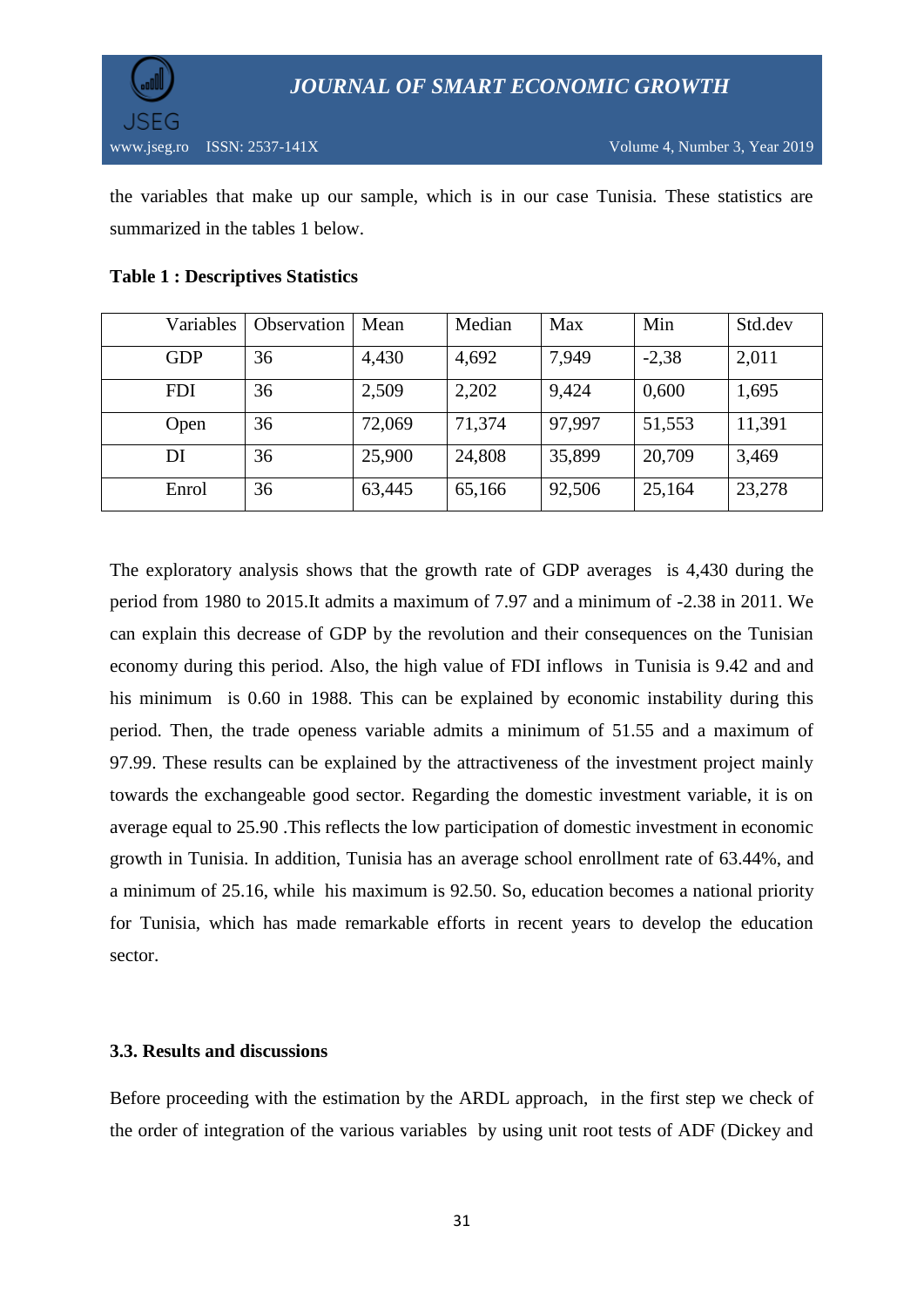the variables that make up our sample, which is in our case Tunisia. These statistics are summarized in the tables 1 below.

**Table 1 : Descriptives Statistics**

| Variables | Observation | Mean | Median | Max | Min | Std.dev |
|---|---|---|---|---|---|---|
| GDP | 36 | 4,430 | 4,692 | 7,949 | -2,38 | 2,011 |
| FDI | 36 | 2,509 | 2,202 | 9,424 | 0,600 | 1,695 |
| Open | 36 | 72,069 | 71,374 | 97,997 | 51,553 | 11,391 |
| DI | 36 | 25,900 | 24,808 | 35,899 | 20,709 | 3,469 |
| Enrol | 36 | 63,445 | 65,166 | 92,506 | 25,164 | 23,278 |

The exploratory analysis shows that the growth rate of GDP averages is 4,430 during the period from 1980 to 2015.It admits a maximum of 7.97 and a minimum of -2.38 in 2011. We can explain this decrease of GDP by the revolution and their consequences on the Tunisian economy during this period. Also, the high value of FDI inflows in Tunisia is 9.42 and and his minimum is 0.60 in 1988. This can be explained by economic instability during this period. Then, the trade openess variable admits a minimum of 51.55 and a maximum of 97.99. These results can be explained by the attractiveness of the investment project mainly towards the exchangeable good sector. Regarding the domestic investment variable, it is on average equal to 25.90 .This reflects the low participation of domestic investment in economic growth in Tunisia. In addition, Tunisia has an average school enrollment rate of 63.44%, and a minimum of 25.16, while his maximum is 92.50. So, education becomes a national priority for Tunisia, which has made remarkable efforts in recent years to develop the education sector.

### 3.3. Results and discussions

Before proceeding with the estimation by the ARDL approach, in the first step we check of the order of integration of the various variables by using unit root tests of ADF (Dickey and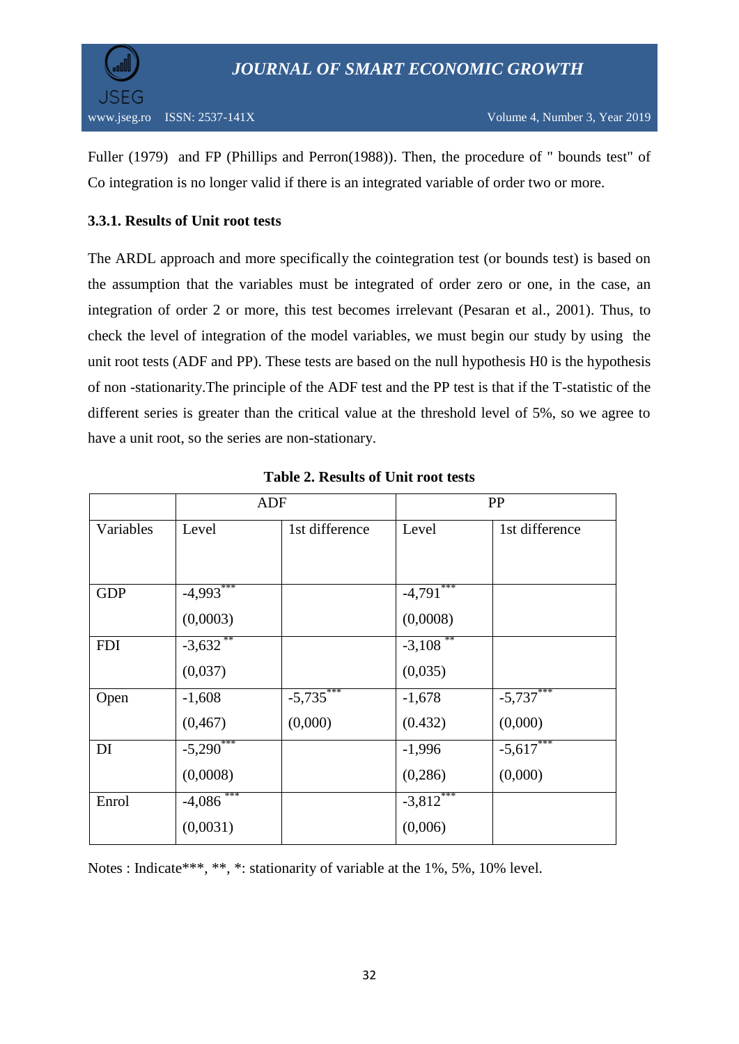Fuller (1979) and FP (Phillips and Perron(1988)). Then, the procedure of " bounds test" of Co integration is no longer valid if there is an integrated variable of order two or more.

### 3.3.1. Results of Unit root tests

The ARDL approach and more specifically the cointegration test (or bounds test) is based on the assumption that the variables must be integrated of order zero or one, in the case, an integration of order 2 or more, this test becomes irrelevant (Pesaran et al., 2001). Thus, to check the level of integration of the model variables, we must begin our study by using the unit root tests (ADF and PP). These tests are based on the null hypothesis H0 is the hypothesis of non -stationarity.The principle of the ADF test and the PP test is that if the T-statistic of the different series is greater than the critical value at the threshold level of 5%, so we agree to have a unit root, so the series are non-stationary.

**Table 2. Results of Unit root tests**

| | ADF | | PP | |
|---|---|---|---|---|
| Variables | Level | 1st difference | Level | 1st difference |
| GDP | -4,993*** (0,0003) | | -4,791*** (0,0008) | |
| FDI | -3,632** (0,037) | | -3,108** (0,035) | |
| Open | -1,608 (0,467) | -5,735*** (0,000) | -1,678 (0.432) | -5,737*** (0,000) |
| DI | -5,290*** (0,0008) | | -1,996 (0,286) | -5,617*** (0,000) |
| Enrol | -4,086*** (0,0031) | | -3,812*** (0,006) | |

Notes : Indicate***, **, *: stationarity of variable at the 1%, 5%, 10% level.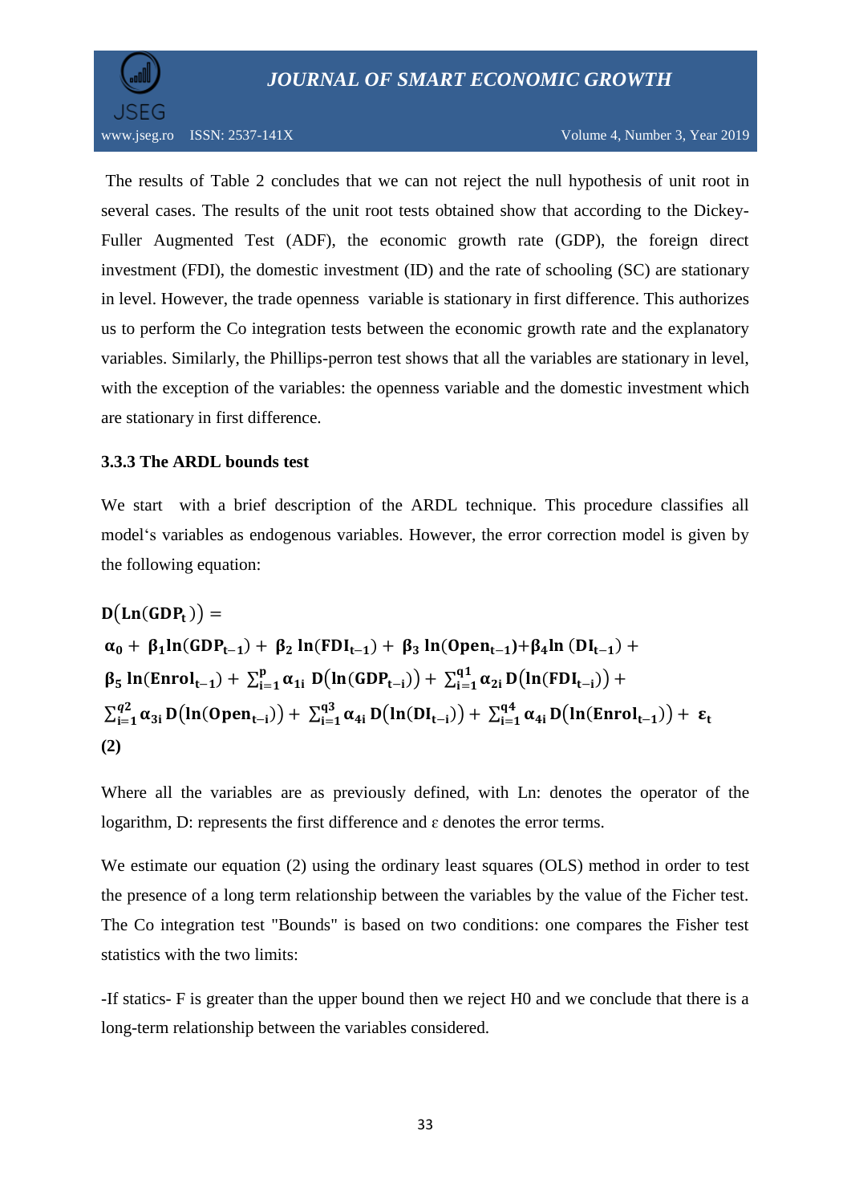The results of Table 2 concludes that we can not reject the null hypothesis of unit root in several cases. The results of the unit root tests obtained show that according to the Dickey-Fuller Augmented Test (ADF), the economic growth rate (GDP), the foreign direct investment (FDI), the domestic investment (ID) and the rate of schooling (SC) are stationary in level. However, the trade openness variable is stationary in first difference. This authorizes us to perform the Co integration tests between the economic growth rate and the explanatory variables. Similarly, the Phillips-perron test shows that all the variables are stationary in level, with the exception of the variables: the openness variable and the domestic investment which are stationary in first difference.

### 3.3.3 The ARDL bounds test

We start with a brief description of the ARDL technique. This procedure classifies all model's variables as endogenous variables. However, the error correction model is given by the following equation:

$$
\begin{aligned}
\mathbf{D}(\mathbf{Ln}(\mathbf{GDP_t})) = {} & \boldsymbol{\alpha_0} + \boldsymbol{\beta_1}\mathbf{ln}(\mathbf{GDP_{t-1}}) + \boldsymbol{\beta_2}\,\mathbf{ln}(\mathbf{FDI_{t-1}}) + \boldsymbol{\beta_3}\,\mathbf{ln}(\mathbf{Open_{t-1}}) + \boldsymbol{\beta_4}\mathbf{ln}\,(\mathbf{DI_{t-1}}) + \\
& \boldsymbol{\beta_5}\,\mathbf{ln}(\mathbf{Enrol_{t-1}}) + \sum_{i=1}^{p}\boldsymbol{\alpha_{1i}}\,\mathbf{D}(\mathbf{ln}(\mathbf{GDP_{t-i}})) + \sum_{i=1}^{q1}\boldsymbol{\alpha_{2i}}\,\mathbf{D}(\mathbf{ln}(\mathbf{FDI_{t-i}})) + \\
& \sum_{i=1}^{q2}\boldsymbol{\alpha_{3i}}\,\mathbf{D}(\mathbf{ln}(\mathbf{Open_{t-i}})) + \sum_{i=1}^{q3}\boldsymbol{\alpha_{4i}}\,\mathbf{D}(\mathbf{ln}(\mathbf{DI_{t-i}})) + \sum_{i=1}^{q4}\boldsymbol{\alpha_{4i}}\,\mathbf{D}(\mathbf{ln}(\mathbf{Enrol_{t-1}})) + \boldsymbol{\varepsilon_t}
\end{aligned}
$$

**(2)**

Where all the variables are as previously defined, with Ln: denotes the operator of the logarithm, D: represents the first difference and ε denotes the error terms.

We estimate our equation (2) using the ordinary least squares (OLS) method in order to test the presence of a long term relationship between the variables by the value of the Ficher test. The Co integration test "Bounds" is based on two conditions: one compares the Fisher test statistics with the two limits:

-If statics- F is greater than the upper bound then we reject H0 and we conclude that there is a long-term relationship between the variables considered.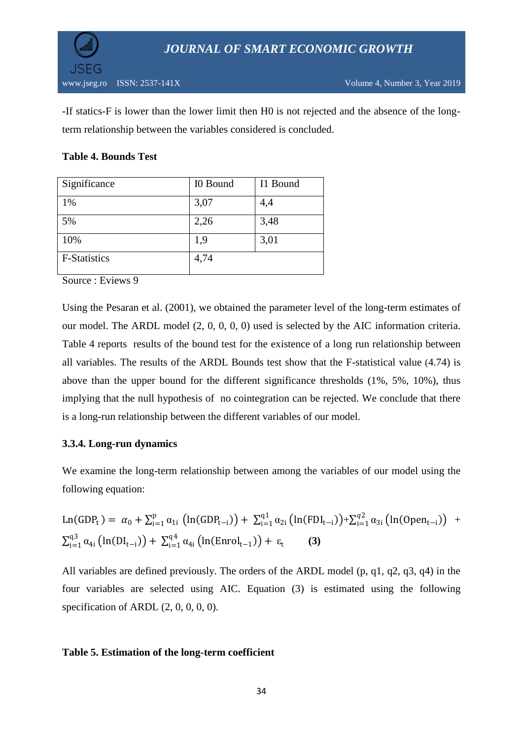-If statics-F is lower than the lower limit then H0 is not rejected and the absence of the long-term relationship between the variables considered is concluded.

**Table 4. Bounds Test**

| Significance | I0 Bound | I1 Bound |
|---|---|---|
| 1% | 3,07 | 4,4 |
| 5% | 2,26 | 3,48 |
| 10% | 1,9 | 3,01 |
| F-Statistics | 4,74 | |

Source : Eviews 9

Using the Pesaran et al. (2001), we obtained the parameter level of the long-term estimates of our model. The ARDL model (2, 0, 0, 0, 0) used is selected by the AIC information criteria. Table 4 reports results of the bound test for the existence of a long run relationship between all variables. The results of the ARDL Bounds test show that the F-statistical value (4.74) is above than the upper bound for the different significance thresholds (1%, 5%, 10%), thus implying that the null hypothesis of no cointegration can be rejected. We conclude that there is a long-run relationship between the different variables of our model.

**3.3.4. Long-run dynamics**

We examine the long-term relationship between among the variables of our model using the following equation:

$$\mathrm{Ln}(\mathrm{GDP_t}) = \alpha_0 + \sum_{i=1}^{p} \alpha_{1i} \left(\ln(\mathrm{GDP_{t-i}})\right) + \sum_{i=1}^{q1} \alpha_{2i} \left(\ln(\mathrm{FDI_{t-i}})\right) + \sum_{i=1}^{q2} \alpha_{3i} \left(\ln(\mathrm{Open_{t-i}})\right) + \sum_{i=1}^{q3} \alpha_{4i} \left(\ln(\mathrm{DI_{t-i}})\right) + \sum_{i=1}^{q4} \alpha_{4i} \left(\ln(\mathrm{Enrol_{t-1}})\right) + \varepsilon_t \qquad \textbf{(3)}$$

All variables are defined previously. The orders of the ARDL model (p, q1, q2, q3, q4) in the four variables are selected using AIC. Equation (3) is estimated using the following specification of ARDL (2, 0, 0, 0, 0).

**Table 5. Estimation of the long-term coefficient**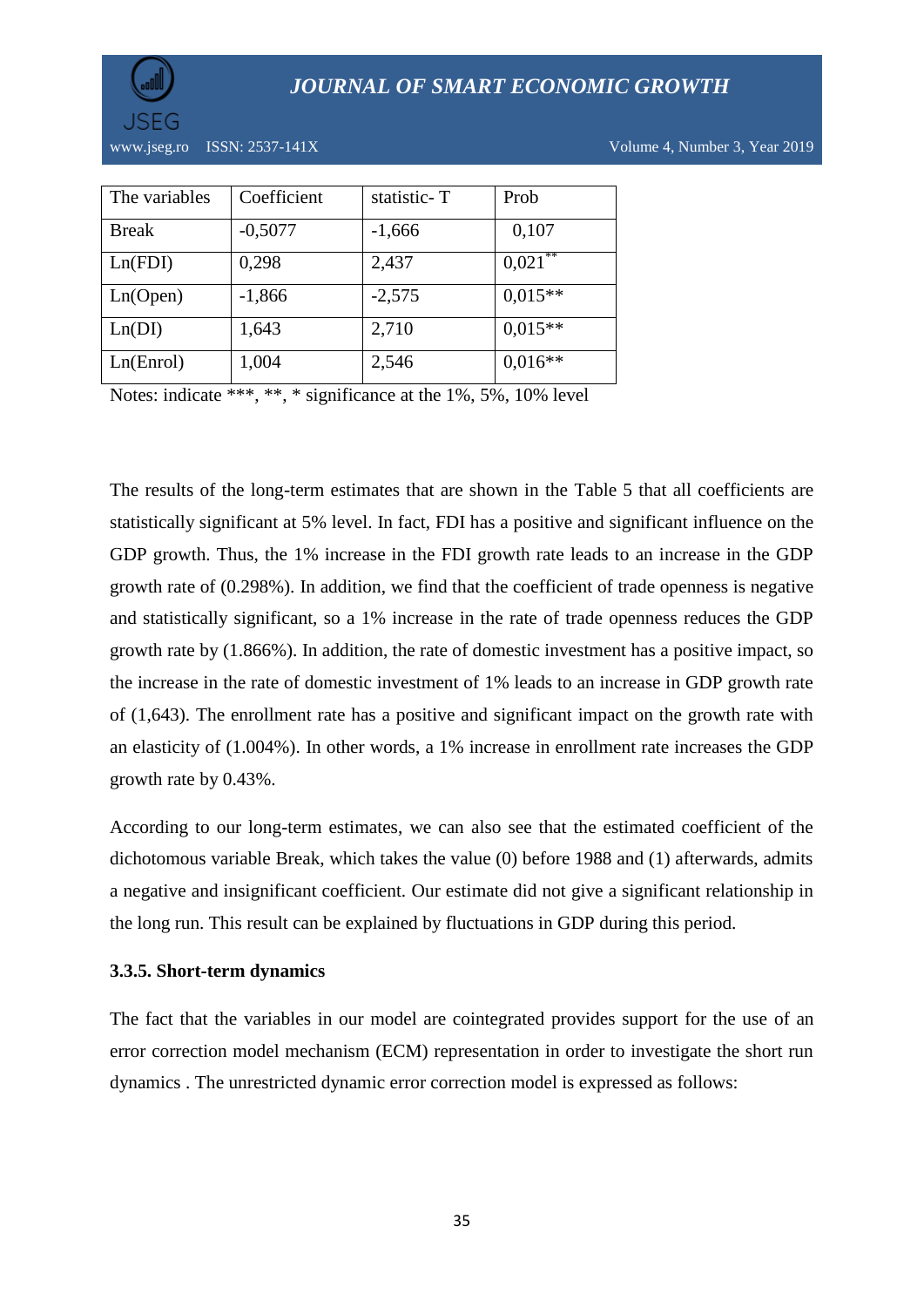| The variables | Coefficient | statistic- T | Prob |
|---|---|---|---|
| Break | -0,5077 | -1,666 | 0,107 |
| Ln(FDI) | 0,298 | 2,437 | 0,021** |
| Ln(Open) | -1,866 | -2,575 | 0,015** |
| Ln(DI) | 1,643 | 2,710 | 0,015** |
| Ln(Enrol) | 1,004 | 2,546 | 0,016** |

Notes: indicate ***, **, * significance at the 1%, 5%, 10% level

The results of the long-term estimates that are shown in the Table 5 that all coefficients are statistically significant at 5% level. In fact, FDI has a positive and significant influence on the GDP growth. Thus, the 1% increase in the FDI growth rate leads to an increase in the GDP growth rate of (0.298%). In addition, we find that the coefficient of trade openness is negative and statistically significant, so a 1% increase in the rate of trade openness reduces the GDP growth rate by (1.866%). In addition, the rate of domestic investment has a positive impact, so the increase in the rate of domestic investment of 1% leads to an increase in GDP growth rate of (1,643). The enrollment rate has a positive and significant impact on the growth rate with an elasticity of (1.004%). In other words, a 1% increase in enrollment rate increases the GDP growth rate by 0.43%.

According to our long-term estimates, we can also see that the estimated coefficient of the dichotomous variable Break, which takes the value (0) before 1988 and (1) afterwards, admits a negative and insignificant coefficient. Our estimate did not give a significant relationship in the long run. This result can be explained by fluctuations in GDP during this period.

#### 3.3.5. Short-term dynamics

The fact that the variables in our model are cointegrated provides support for the use of an error correction model mechanism (ECM) representation in order to investigate the short run dynamics . The unrestricted dynamic error correction model is expressed as follows: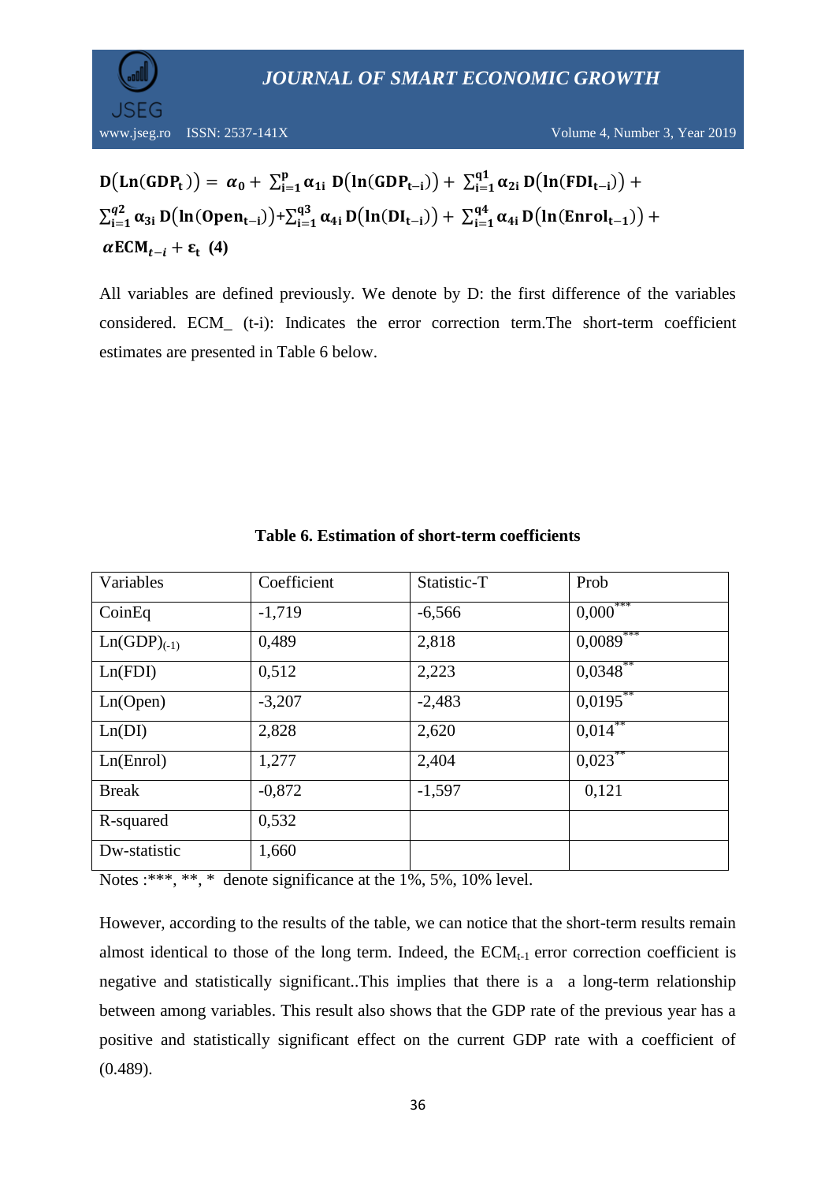$$D\left(\mathbf{Ln}(\mathbf{GDP_t})\right) = \alpha_0 + \sum_{i=1}^{p} \alpha_{1i}\, D\left(\ln(\mathbf{GDP_{t-i}})\right) + \sum_{i=1}^{q1} \alpha_{2i}\, D\left(\ln(\mathbf{FDI_{t-i}})\right) + \sum_{i=1}^{q2} \alpha_{3i}\, D\left(\ln(\mathbf{Open_{t-i}})\right) + \sum_{i=1}^{q3} \alpha_{4i}\, D\left(\ln(\mathbf{DI_{t-i}})\right) + \sum_{i=1}^{q4} \alpha_{4i}\, D\left(\ln(\mathbf{Enrol_{t-1}})\right) + \alpha \mathbf{ECM}_{t-i} + \varepsilon_t \quad (4)$$

All variables are defined previously. We denote by D: the first difference of the variables considered. ECM_ (t-i): Indicates the error correction term.The short-term coefficient estimates are presented in Table 6 below.

**Table 6. Estimation of short-term coefficients**

| Variables | Coefficient | Statistic-T | Prob |
|---|---|---|---|
| CoinEq | -1,719 | -6,566 | 0,000*** |
| $Ln(GDP)_{(-1)}$ | 0,489 | 2,818 | 0,0089*** |
| Ln(FDI) | 0,512 | 2,223 | 0,0348** |
| Ln(Open) | -3,207 | -2,483 | 0,0195** |
| Ln(DI) | 2,828 | 2,620 | 0,014** |
| Ln(Enrol) | 1,277 | 2,404 | 0,023** |
| Break | -0,872 | -1,597 | 0,121 |
| R-squared | 0,532 | | |
| Dw-statistic | 1,660 | | |

Notes :***, **, * denote significance at the 1%, 5%, 10% level.

However, according to the results of the table, we can notice that the short-term results remain almost identical to those of the long term. Indeed, the $ECM_{t-1}$ error correction coefficient is negative and statistically significant..This implies that there is a a long-term relationship between among variables. This result also shows that the GDP rate of the previous year has a positive and statistically significant effect on the current GDP rate with a coefficient of (0.489).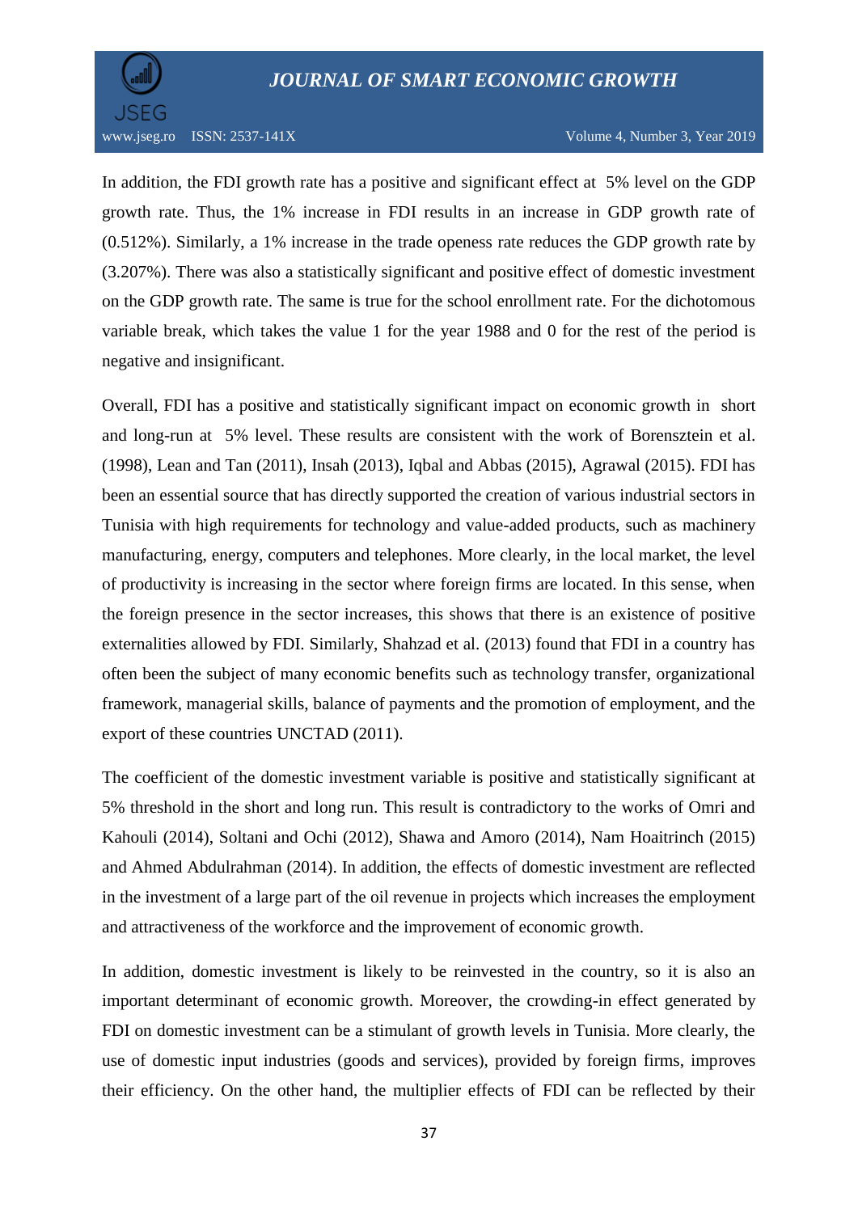In addition, the FDI growth rate has a positive and significant effect at 5% level on the GDP growth rate. Thus, the 1% increase in FDI results in an increase in GDP growth rate of (0.512%). Similarly, a 1% increase in the trade openess rate reduces the GDP growth rate by (3.207%). There was also a statistically significant and positive effect of domestic investment on the GDP growth rate. The same is true for the school enrollment rate. For the dichotomous variable break, which takes the value 1 for the year 1988 and 0 for the rest of the period is negative and insignificant.

Overall, FDI has a positive and statistically significant impact on economic growth in short and long-run at 5% level. These results are consistent with the work of Borensztein et al. (1998), Lean and Tan (2011), Insah (2013), Iqbal and Abbas (2015), Agrawal (2015). FDI has been an essential source that has directly supported the creation of various industrial sectors in Tunisia with high requirements for technology and value-added products, such as machinery manufacturing, energy, computers and telephones. More clearly, in the local market, the level of productivity is increasing in the sector where foreign firms are located. In this sense, when the foreign presence in the sector increases, this shows that there is an existence of positive externalities allowed by FDI. Similarly, Shahzad et al. (2013) found that FDI in a country has often been the subject of many economic benefits such as technology transfer, organizational framework, managerial skills, balance of payments and the promotion of employment, and the export of these countries UNCTAD (2011).

The coefficient of the domestic investment variable is positive and statistically significant at 5% threshold in the short and long run. This result is contradictory to the works of Omri and Kahouli (2014), Soltani and Ochi (2012), Shawa and Amoro (2014), Nam Hoaitrinch (2015) and Ahmed Abdulrahman (2014). In addition, the effects of domestic investment are reflected in the investment of a large part of the oil revenue in projects which increases the employment and attractiveness of the workforce and the improvement of economic growth.

In addition, domestic investment is likely to be reinvested in the country, so it is also an important determinant of economic growth. Moreover, the crowding-in effect generated by FDI on domestic investment can be a stimulant of growth levels in Tunisia. More clearly, the use of domestic input industries (goods and services), provided by foreign firms, improves their efficiency. On the other hand, the multiplier effects of FDI can be reflected by their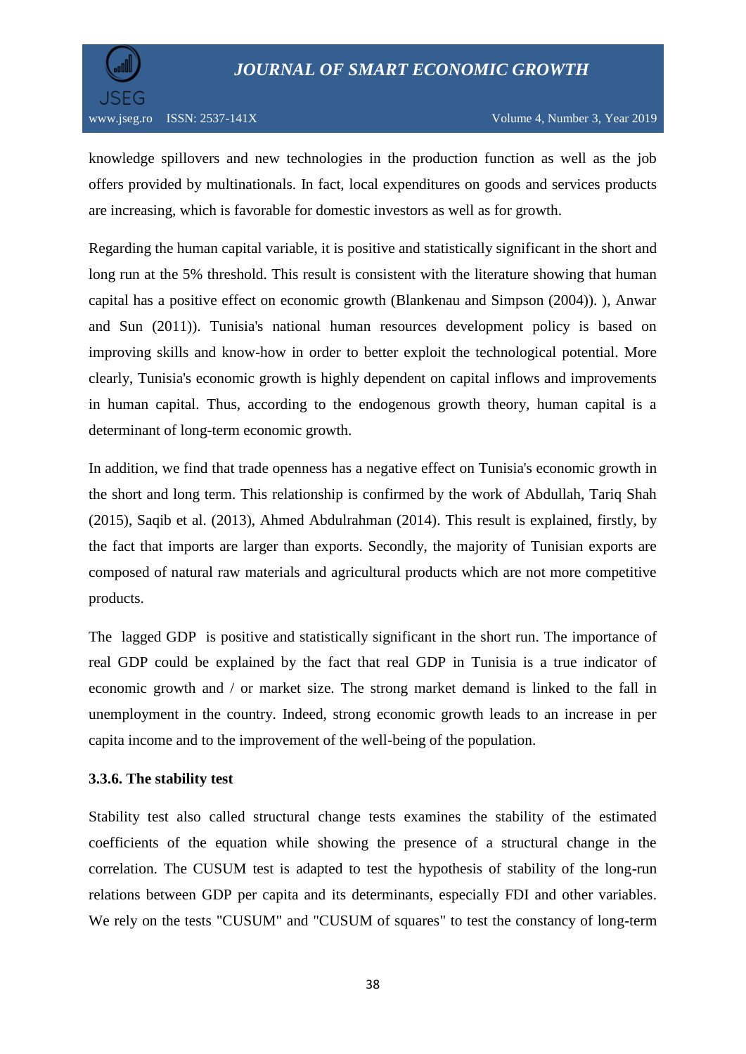knowledge spillovers and new technologies in the production function as well as the job offers provided by multinationals. In fact, local expenditures on goods and services products are increasing, which is favorable for domestic investors as well as for growth.

Regarding the human capital variable, it is positive and statistically significant in the short and long run at the 5% threshold. This result is consistent with the literature showing that human capital has a positive effect on economic growth (Blankenau and Simpson (2004)). ), Anwar and Sun (2011)). Tunisia's national human resources development policy is based on improving skills and know-how in order to better exploit the technological potential. More clearly, Tunisia's economic growth is highly dependent on capital inflows and improvements in human capital. Thus, according to the endogenous growth theory, human capital is a determinant of long-term economic growth.

In addition, we find that trade openness has a negative effect on Tunisia's economic growth in the short and long term. This relationship is confirmed by the work of Abdullah, Tariq Shah (2015), Saqib et al. (2013), Ahmed Abdulrahman (2014). This result is explained, firstly, by the fact that imports are larger than exports. Secondly, the majority of Tunisian exports are composed of natural raw materials and agricultural products which are not more competitive products.

The lagged GDP is positive and statistically significant in the short run. The importance of real GDP could be explained by the fact that real GDP in Tunisia is a true indicator of economic growth and / or market size. The strong market demand is linked to the fall in unemployment in the country. Indeed, strong economic growth leads to an increase in per capita income and to the improvement of the well-being of the population.

### 3.3.6. The stability test

Stability test also called structural change tests examines the stability of the estimated coefficients of the equation while showing the presence of a structural change in the correlation. The CUSUM test is adapted to test the hypothesis of stability of the long-run relations between GDP per capita and its determinants, especially FDI and other variables. We rely on the tests "CUSUM" and "CUSUM of squares" to test the constancy of long-term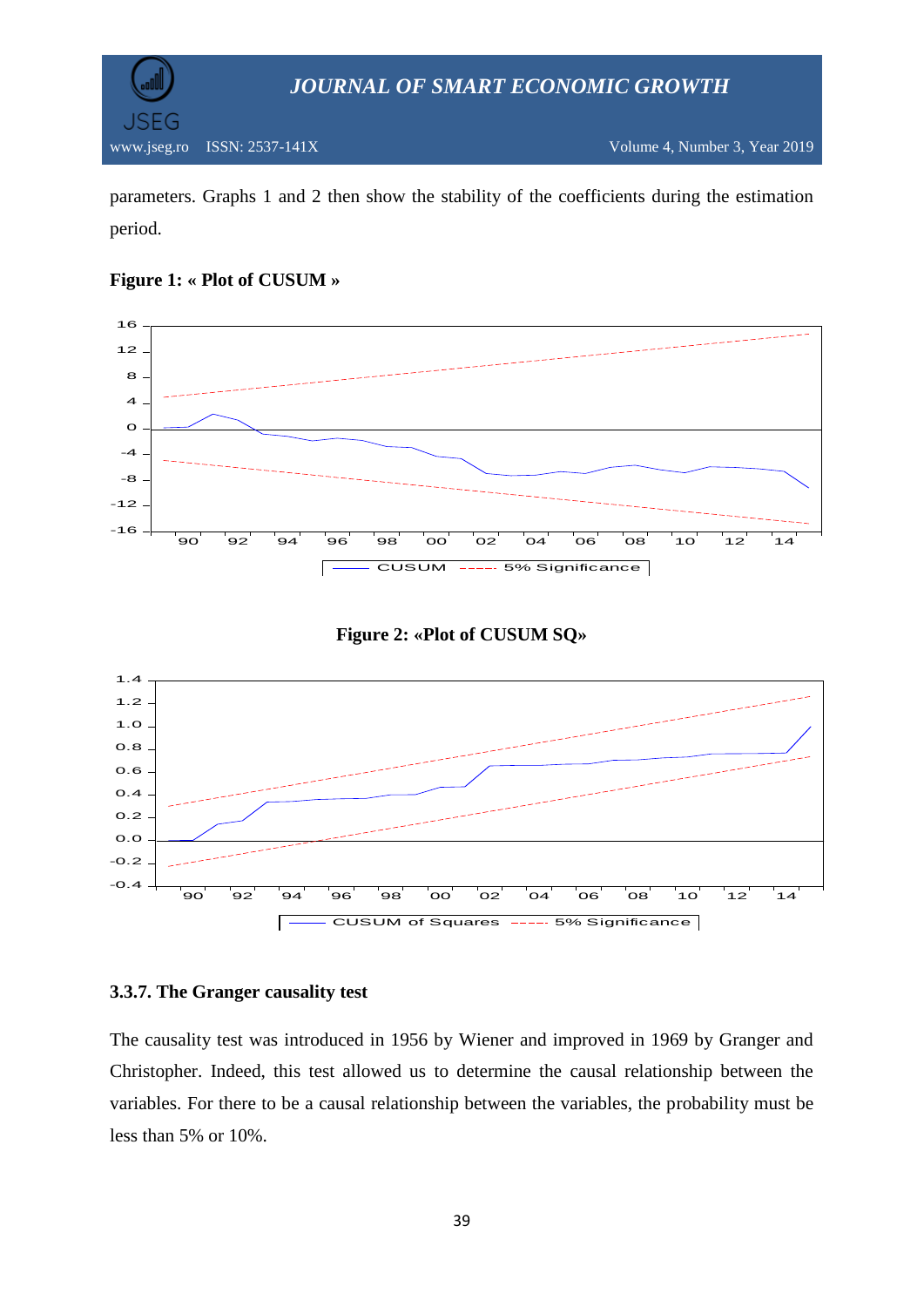parameters. Graphs 1 and 2 then show the stability of the coefficients during the estimation period.

**Figure 1: « Plot of CUSUM »**

**Figure 2: «Plot of CUSUM SQ»**

### 3.3.7. The Granger causality test

The causality test was introduced in 1956 by Wiener and improved in 1969 by Granger and Christopher. Indeed, this test allowed us to determine the causal relationship between the variables. For there to be a causal relationship between the variables, the probability must be less than 5% or 10%.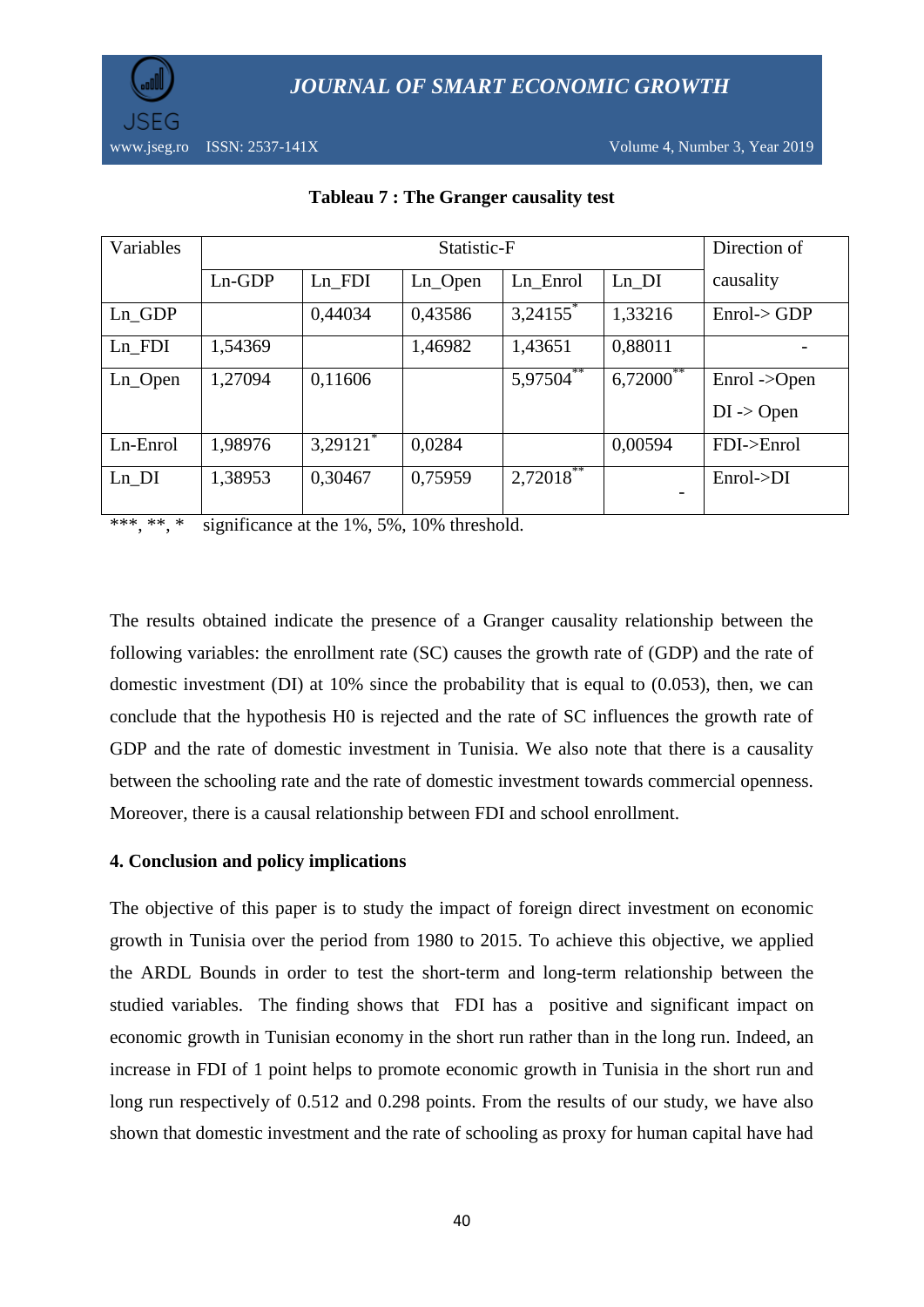**Tableau 7 : The Granger causality test**

| Variables | Statistic-F | | | | | Direction of causality |
|---|---|---|---|---|---|---|
| | Ln-GDP | Ln_FDI | Ln_Open | Ln_Enrol | Ln_DI | |
| Ln_GDP | | 0,44034 | 0,43586 | 3,24155* | 1,33216 | Enrol-> GDP |
| Ln_FDI | 1,54369 | | 1,46982 | 1,43651 | 0,88011 | - |
| Ln_Open | 1,27094 | 0,11606 | | 5,97504** | 6,72000** | Enrol ->Open<br>DI -> Open |
| Ln-Enrol | 1,98976 | 3,29121* | 0,0284 | | 0,00594 | FDI->Enrol |
| Ln_DI | 1,38953 | 0,30467 | 0,75959 | 2,72018** | - | Enrol->DI |

***, **, * significance at the 1%, 5%, 10% threshold.

The results obtained indicate the presence of a Granger causality relationship between the following variables: the enrollment rate (SC) causes the growth rate of (GDP) and the rate of domestic investment (DI) at 10% since the probability that is equal to (0.053), then, we can conclude that the hypothesis H0 is rejected and the rate of SC influences the growth rate of GDP and the rate of domestic investment in Tunisia. We also note that there is a causality between the schooling rate and the rate of domestic investment towards commercial openness. Moreover, there is a causal relationship between FDI and school enrollment.

### 4. Conclusion and policy implications

The objective of this paper is to study the impact of foreign direct investment on economic growth in Tunisia over the period from 1980 to 2015. To achieve this objective, we applied the ARDL Bounds in order to test the short-term and long-term relationship between the studied variables. The finding shows that FDI has a positive and significant impact on economic growth in Tunisian economy in the short run rather than in the long run. Indeed, an increase in FDI of 1 point helps to promote economic growth in Tunisia in the short run and long run respectively of 0.512 and 0.298 points. From the results of our study, we have also shown that domestic investment and the rate of schooling as proxy for human capital have had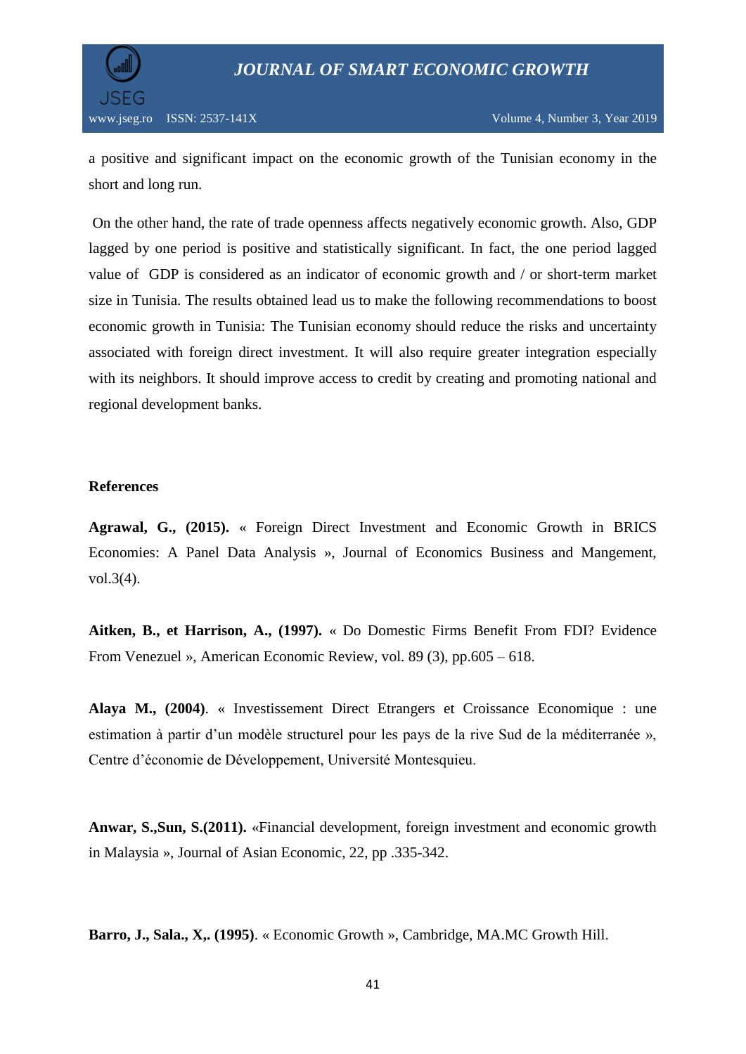a positive and significant impact on the economic growth of the Tunisian economy in the short and long run.

On the other hand, the rate of trade openness affects negatively economic growth. Also, GDP lagged by one period is positive and statistically significant. In fact, the one period lagged value of GDP is considered as an indicator of economic growth and / or short-term market size in Tunisia. The results obtained lead us to make the following recommendations to boost economic growth in Tunisia: The Tunisian economy should reduce the risks and uncertainty associated with foreign direct investment. It will also require greater integration especially with its neighbors. It should improve access to credit by creating and promoting national and regional development banks.

## References

**Agrawal, G., (2015).** « Foreign Direct Investment and Economic Growth in BRICS Economies: A Panel Data Analysis », Journal of Economics Business and Mangement, vol.3(4).

**Aitken, B., et Harrison, A., (1997).** « Do Domestic Firms Benefit From FDI? Evidence From Venezuel », American Economic Review, vol. 89 (3), pp.605 – 618.

**Alaya M., (2004)**. « Investissement Direct Etrangers et Croissance Economique : une estimation à partir d'un modèle structurel pour les pays de la rive Sud de la méditerranée », Centre d'économie de Développement, Université Montesquieu.

**Anwar, S.,Sun, S.(2011).** «Financial development, foreign investment and economic growth in Malaysia », Journal of Asian Economic, 22, pp .335-342.

**Barro, J., Sala., X,. (1995)**. « Economic Growth », Cambridge, MA.MC Growth Hill.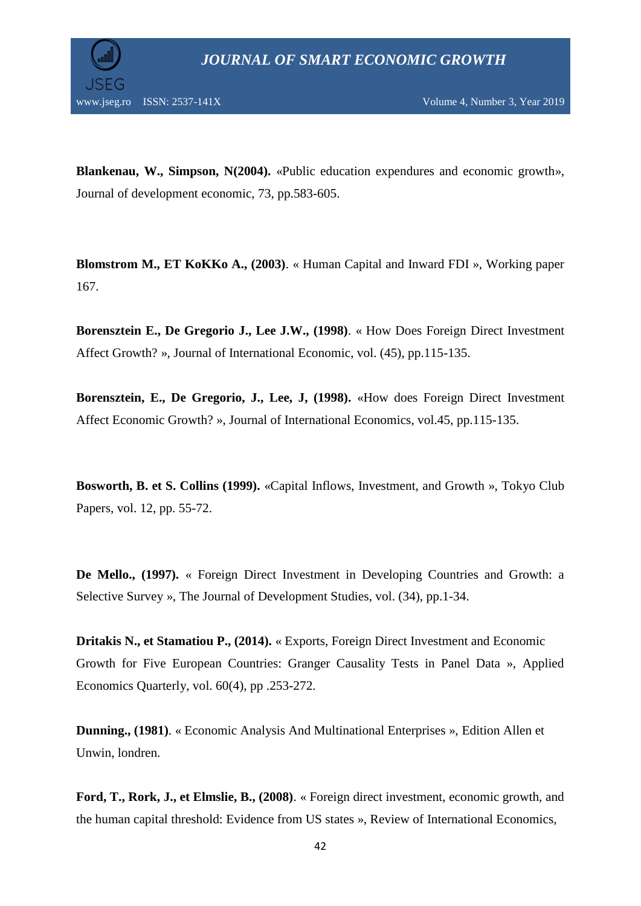**Blankenau, W., Simpson, N(2004).** «Public education expendures and economic growth», Journal of development economic, 73, pp.583-605.

**Blomstrom M., ET KoKKo A., (2003)**. « Human Capital and Inward FDI », Working paper 167.

**Borensztein E., De Gregorio J., Lee J.W., (1998)**. « How Does Foreign Direct Investment Affect Growth? », Journal of International Economic, vol. (45), pp.115-135.

**Borensztein, E., De Gregorio, J., Lee, J, (1998).** «How does Foreign Direct Investment Affect Economic Growth? », Journal of International Economics, vol.45, pp.115-135.

**Bosworth, B. et S. Collins (1999).** «Capital Inflows, Investment, and Growth », Tokyo Club Papers, vol. 12, pp. 55-72.

**De Mello., (1997).** « Foreign Direct Investment in Developing Countries and Growth: a Selective Survey », The Journal of Development Studies, vol. (34), pp.1-34.

**Dritakis N., et Stamatiou P., (2014).** « Exports, Foreign Direct Investment and Economic Growth for Five European Countries: Granger Causality Tests in Panel Data », Applied Economics Quarterly, vol. 60(4), pp .253-272.

**Dunning., (1981)**. « Economic Analysis And Multinational Enterprises », Edition Allen et Unwin, londren.

**Ford, T., Rork, J., et Elmslie, B., (2008)**. « Foreign direct investment, economic growth, and the human capital threshold: Evidence from US states », Review of International Economics,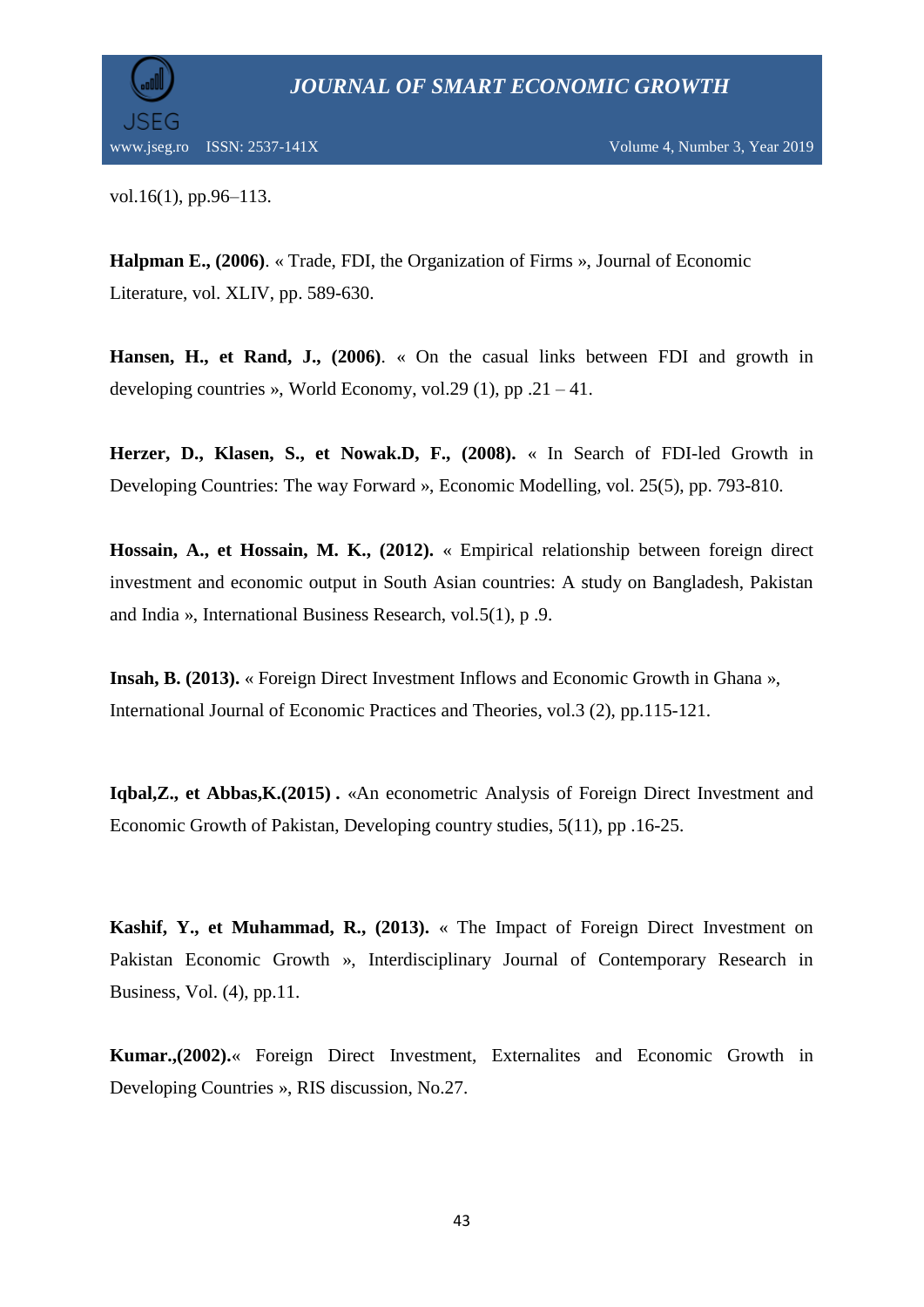vol.16(1), pp.96–113.

**Halpman E., (2006)**. « Trade, FDI, the Organization of Firms », Journal of Economic Literature, vol. XLIV, pp. 589-630.

**Hansen, H., et Rand, J., (2006)**. « On the casual links between FDI and growth in developing countries », World Economy, vol.29 (1), pp .21 – 41.

**Herzer, D., Klasen, S., et Nowak.D, F., (2008).** « In Search of FDI-led Growth in Developing Countries: The way Forward », Economic Modelling, vol. 25(5), pp. 793-810.

**Hossain, A., et Hossain, M. K., (2012).** « Empirical relationship between foreign direct investment and economic output in South Asian countries: A study on Bangladesh, Pakistan and India », International Business Research, vol.5(1), p .9.

**Insah, B. (2013).** « Foreign Direct Investment Inflows and Economic Growth in Ghana », International Journal of Economic Practices and Theories, vol.3 (2), pp.115-121.

**Iqbal,Z., et Abbas,K.(2015) .** «An econometric Analysis of Foreign Direct Investment and Economic Growth of Pakistan, Developing country studies, 5(11), pp .16-25.

**Kashif, Y., et Muhammad, R., (2013).** « The Impact of Foreign Direct Investment on Pakistan Economic Growth », Interdisciplinary Journal of Contemporary Research in Business, Vol. (4), pp.11.

**Kumar.,(2002).**« Foreign Direct Investment, Externalites and Economic Growth in Developing Countries », RIS discussion, No.27.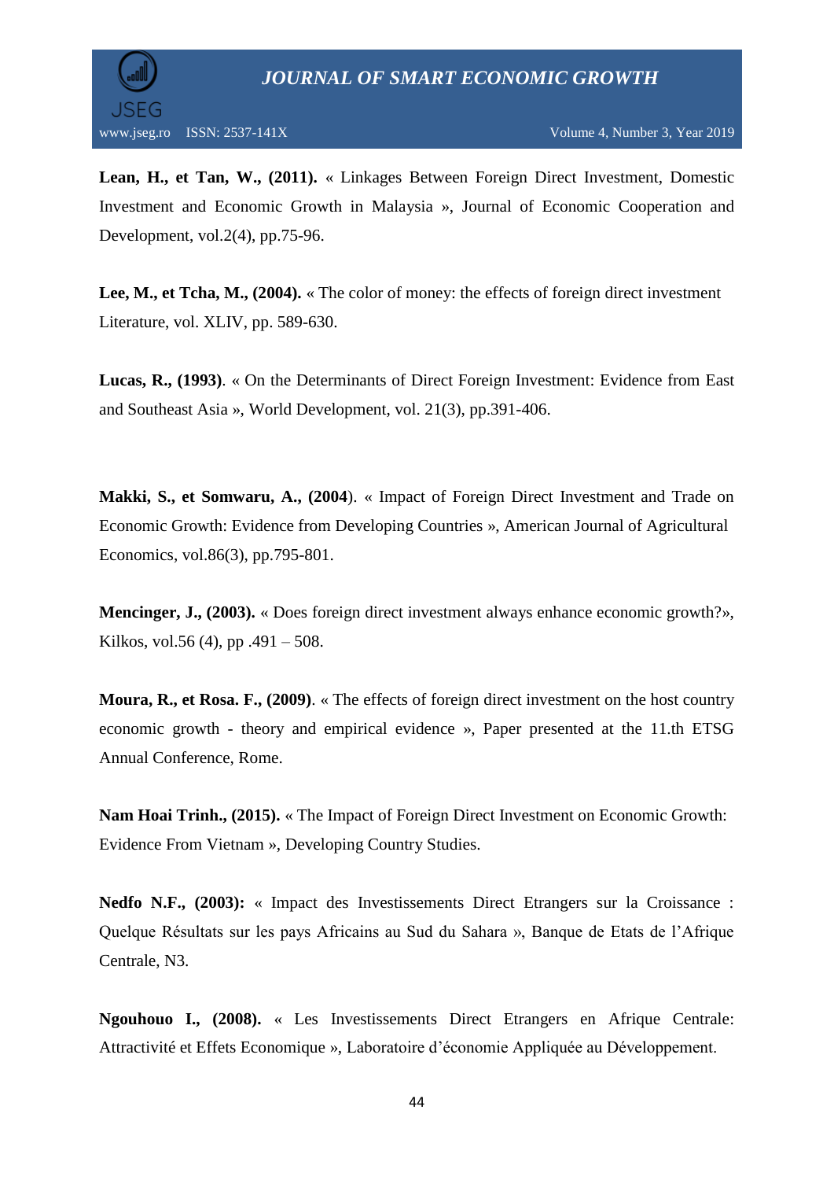**Lean, H., et Tan, W., (2011).** « Linkages Between Foreign Direct Investment, Domestic Investment and Economic Growth in Malaysia », Journal of Economic Cooperation and Development, vol.2(4), pp.75-96.

**Lee, M., et Tcha, M., (2004).** « The color of money: the effects of foreign direct investment Literature, vol. XLIV, pp. 589-630.

**Lucas, R., (1993)**. « On the Determinants of Direct Foreign Investment: Evidence from East and Southeast Asia », World Development, vol. 21(3), pp.391-406.

**Makki, S., et Somwaru, A., (2004**). « Impact of Foreign Direct Investment and Trade on Economic Growth: Evidence from Developing Countries », American Journal of Agricultural Economics, vol.86(3), pp.795-801.

**Mencinger, J., (2003).** « Does foreign direct investment always enhance economic growth?», Kilkos, vol.56 (4), pp .491 – 508.

**Moura, R., et Rosa. F., (2009)**. « The effects of foreign direct investment on the host country economic growth - theory and empirical evidence », Paper presented at the 11.th ETSG Annual Conference, Rome.

**Nam Hoai Trinh., (2015).** « The Impact of Foreign Direct Investment on Economic Growth: Evidence From Vietnam », Developing Country Studies.

**Nedfo N.F., (2003):** « Impact des Investissements Direct Etrangers sur la Croissance : Quelque Résultats sur les pays Africains au Sud du Sahara », Banque de Etats de l'Afrique Centrale, N3.

**Ngouhouo I., (2008).** « Les Investissements Direct Etrangers en Afrique Centrale: Attractivité et Effets Economique », Laboratoire d'économie Appliquée au Développement.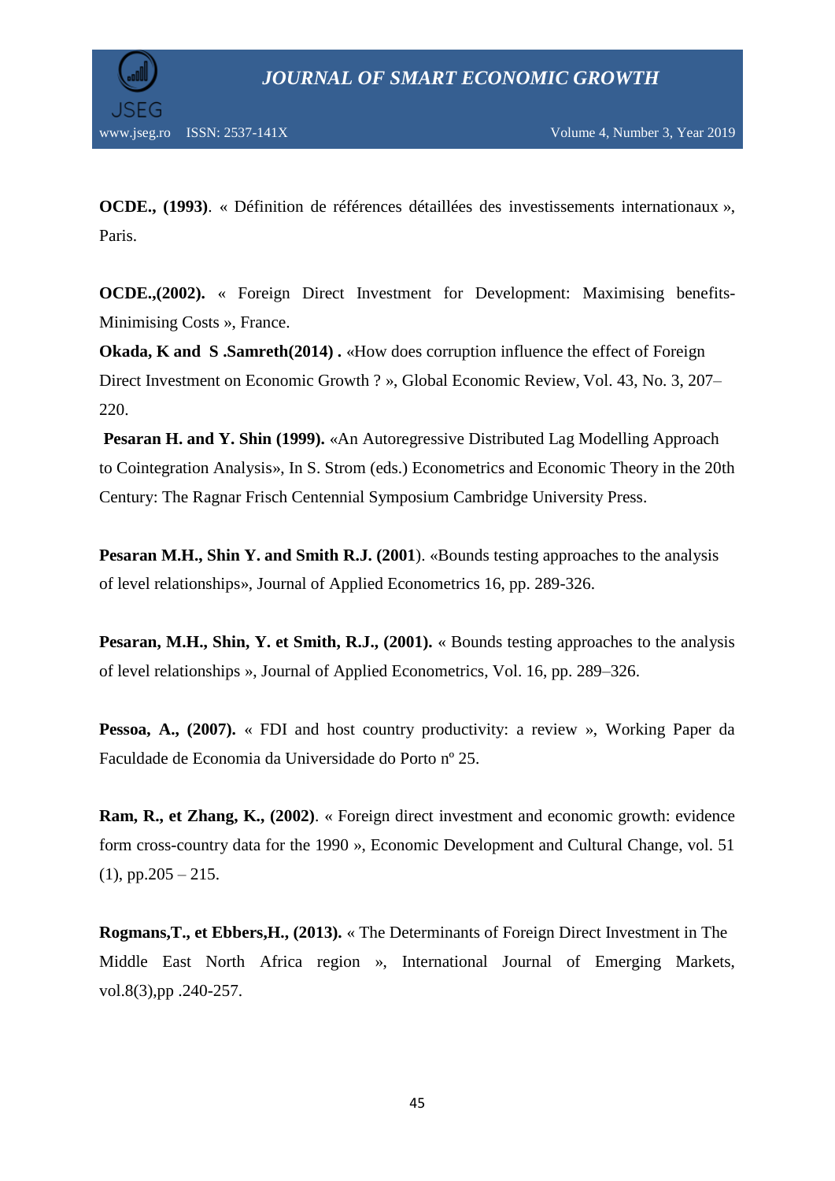**OCDE., (1993)**. « Définition de références détaillées des investissements internationaux », Paris.

**OCDE.,(2002).** « Foreign Direct Investment for Development: Maximising benefits-Minimising Costs », France.

**Okada, K and S .Samreth(2014) .** «How does corruption influence the effect of Foreign Direct Investment on Economic Growth ? », Global Economic Review, Vol. 43, No. 3, 207–220.

**Pesaran H. and Y. Shin (1999).** «An Autoregressive Distributed Lag Modelling Approach to Cointegration Analysis», In S. Strom (eds.) Econometrics and Economic Theory in the 20th Century: The Ragnar Frisch Centennial Symposium Cambridge University Press.

**Pesaran M.H., Shin Y. and Smith R.J. (2001**). «Bounds testing approaches to the analysis of level relationships», Journal of Applied Econometrics 16, pp. 289-326.

**Pesaran, M.H., Shin, Y. et Smith, R.J., (2001).** « Bounds testing approaches to the analysis of level relationships », Journal of Applied Econometrics, Vol. 16, pp. 289–326.

**Pessoa, A., (2007).** « FDI and host country productivity: a review », Working Paper da Faculdade de Economia da Universidade do Porto nº 25.

**Ram, R., et Zhang, K., (2002)**. « Foreign direct investment and economic growth: evidence form cross-country data for the 1990 », Economic Development and Cultural Change, vol. 51 (1), pp.205 – 215.

**Rogmans,T., et Ebbers,H., (2013).** « The Determinants of Foreign Direct Investment in The Middle East North Africa region », International Journal of Emerging Markets, vol.8(3),pp .240-257.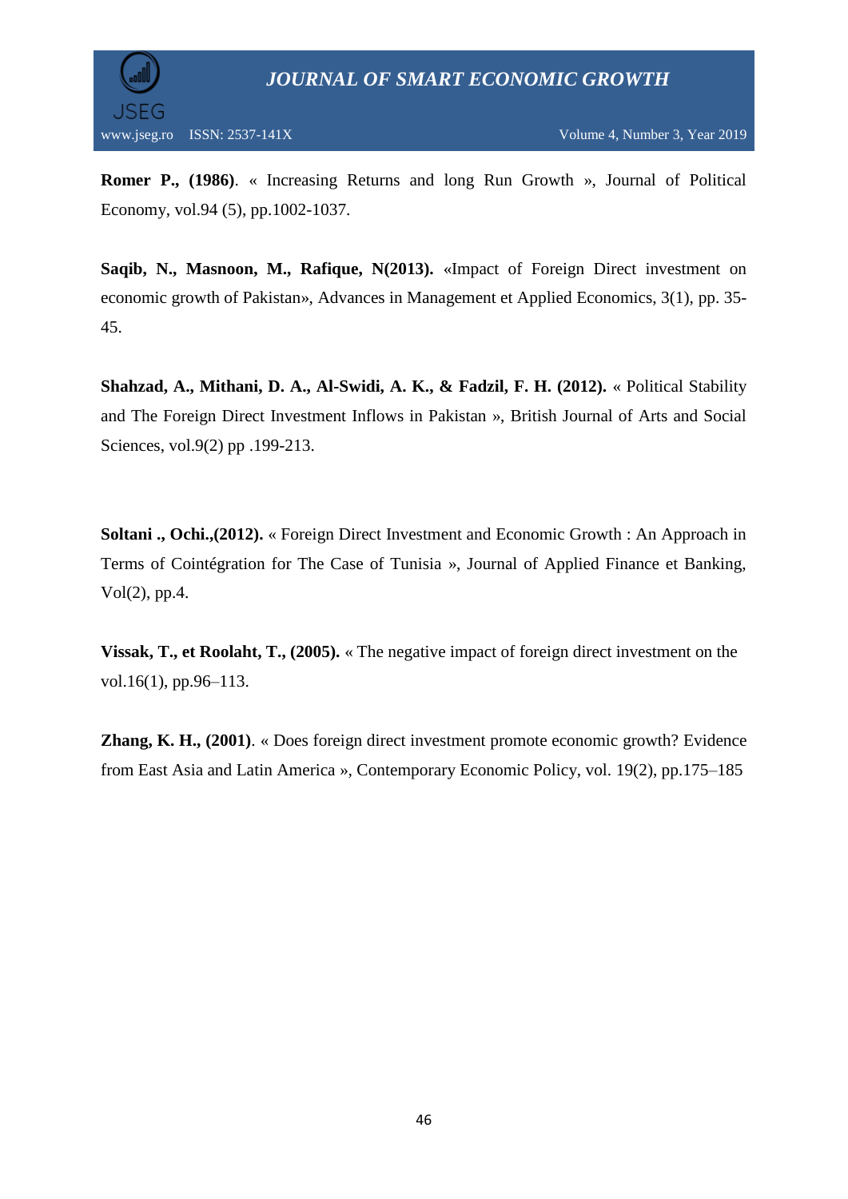**Romer P., (1986)**. « Increasing Returns and long Run Growth », Journal of Political Economy, vol.94 (5), pp.1002-1037.

**Saqib, N., Masnoon, M., Rafique, N(2013).** «Impact of Foreign Direct investment on economic growth of Pakistan», Advances in Management et Applied Economics, 3(1), pp. 35-45.

**Shahzad, A., Mithani, D. A., Al-Swidi, A. K., & Fadzil, F. H. (2012).** « Political Stability and The Foreign Direct Investment Inflows in Pakistan », British Journal of Arts and Social Sciences, vol.9(2) pp .199-213.

**Soltani ., Ochi.,(2012).** « Foreign Direct Investment and Economic Growth : An Approach in Terms of Cointégration for The Case of Tunisia », Journal of Applied Finance et Banking, Vol(2), pp.4.

**Vissak, T., et Roolaht, T., (2005).** « The negative impact of foreign direct investment on the vol.16(1), pp.96–113.

**Zhang, K. H., (2001)**. « Does foreign direct investment promote economic growth? Evidence from East Asia and Latin America », Contemporary Economic Policy, vol. 19(2), pp.175–185